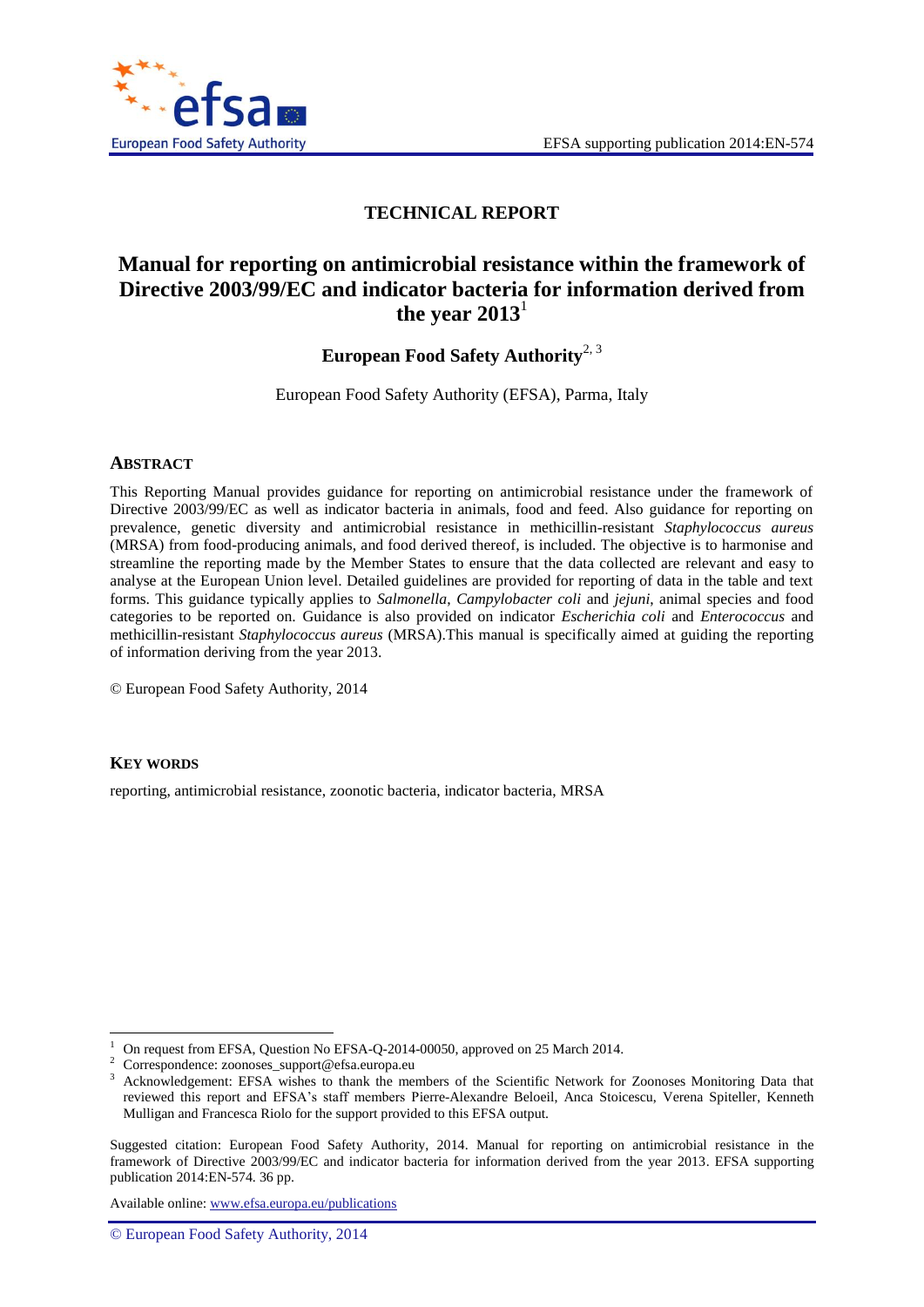# TECHNICAL REPORT

# Manual for reporting on antimicrobial resistance within the framework of Directive 2003/99/EC and indicator bacteria for information derived from the year 2013[1]

**European Food Safety Authority**[2, 3]

European Food Safety Authority (EFSA), Parma, Italy

## ABSTRACT

This Reporting Manual provides guidance for reporting on antimicrobial resistance under the framework of Directive 2003/99/EC as well as indicator bacteria in animals, food and feed. Also guidance for reporting on prevalence, genetic diversity and antimicrobial resistance in methicillin-resistant *Staphylococcus aureus* (MRSA) from food-producing animals, and food derived thereof, is included. The objective is to harmonise and streamline the reporting made by the Member States to ensure that the data collected are relevant and easy to analyse at the European Union level. Detailed guidelines are provided for reporting of data in the table and text forms. This guidance typically applies to *Salmonella*, *Campylobacter coli* and *jejuni*, animal species and food categories to be reported on. Guidance is also provided on indicator *Escherichia coli* and *Enterococcus* and methicillin-resistant *Staphylococcus aureus* (MRSA).This manual is specifically aimed at guiding the reporting of information deriving from the year 2013.

© European Food Safety Authority, 2014

## KEY WORDS

reporting, antimicrobial resistance, zoonotic bacteria, indicator bacteria, MRSA

---

[1] On request from EFSA, Question No EFSA-Q-2014-00050, approved on 25 March 2014.

[2] Correspondence: zoonoses_support@efsa.europa.eu

[3] Acknowledgement: EFSA wishes to thank the members of the Scientific Network for Zoonoses Monitoring Data that reviewed this report and EFSA's staff members Pierre-Alexandre Beloeil, Anca Stoicescu, Verena Spiteller, Kenneth Mulligan and Francesca Riolo for the support provided to this EFSA output.

Suggested citation: European Food Safety Authority, 2014. Manual for reporting on antimicrobial resistance in the framework of Directive 2003/99/EC and indicator bacteria for information derived from the year 2013. EFSA supporting publication 2014:EN-574. 36 pp.

Available online: www.efsa.europa.eu/publications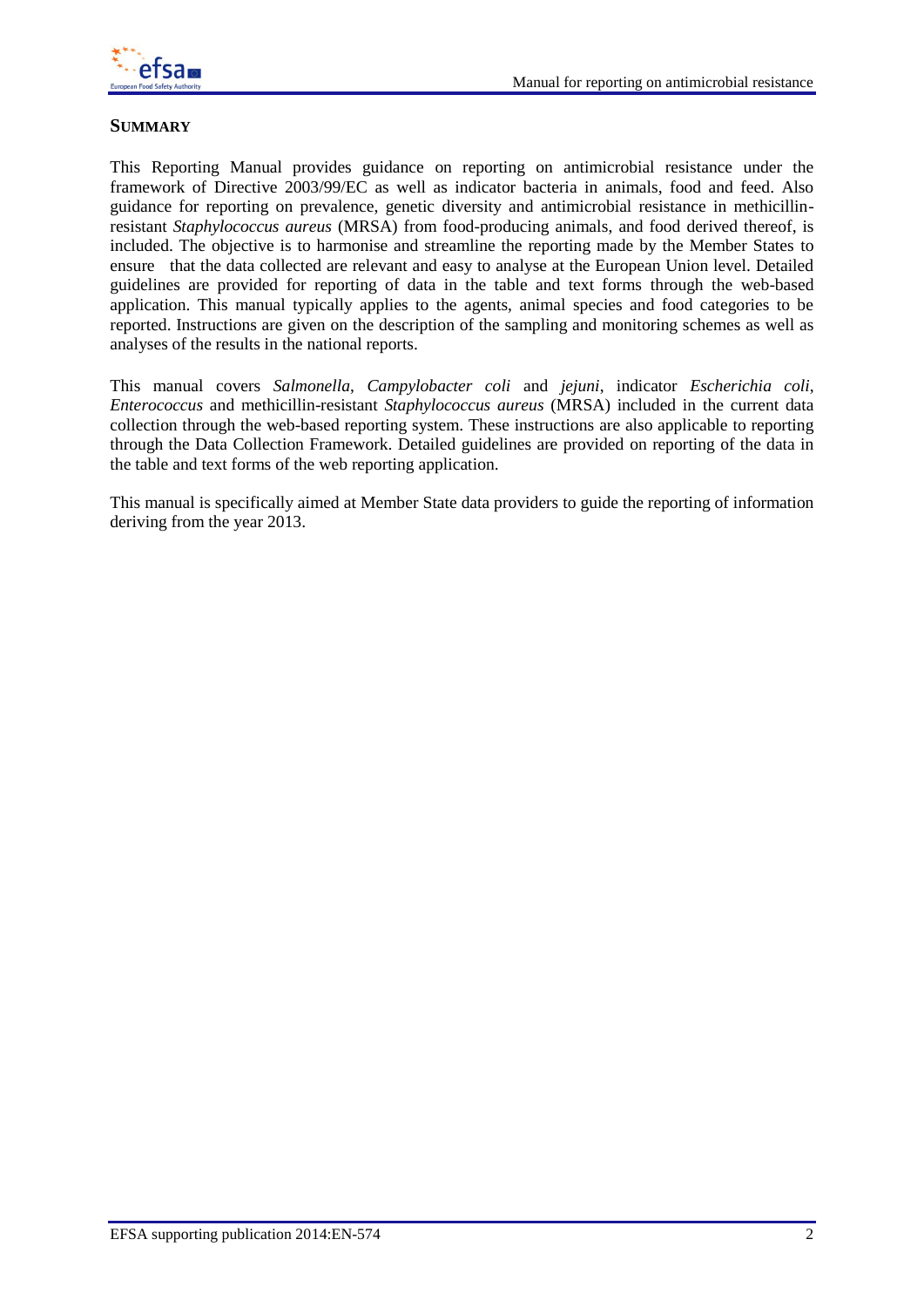## SUMMARY

This Reporting Manual provides guidance on reporting on antimicrobial resistance under the framework of Directive 2003/99/EC as well as indicator bacteria in animals, food and feed. Also guidance for reporting on prevalence, genetic diversity and antimicrobial resistance in methicillin-resistant *Staphylococcus aureus* (MRSA) from food-producing animals, and food derived thereof, is included. The objective is to harmonise and streamline the reporting made by the Member States to ensure that the data collected are relevant and easy to analyse at the European Union level. Detailed guidelines are provided for reporting of data in the table and text forms through the web-based application. This manual typically applies to the agents, animal species and food categories to be reported. Instructions are given on the description of the sampling and monitoring schemes as well as analyses of the results in the national reports.

This manual covers *Salmonella*, *Campylobacter coli* and *jejuni*, indicator *Escherichia coli*, *Enterococcus* and methicillin-resistant *Staphylococcus aureus* (MRSA) included in the current data collection through the web-based reporting system. These instructions are also applicable to reporting through the Data Collection Framework. Detailed guidelines are provided on reporting of the data in the table and text forms of the web reporting application.

This manual is specifically aimed at Member State data providers to guide the reporting of information deriving from the year 2013.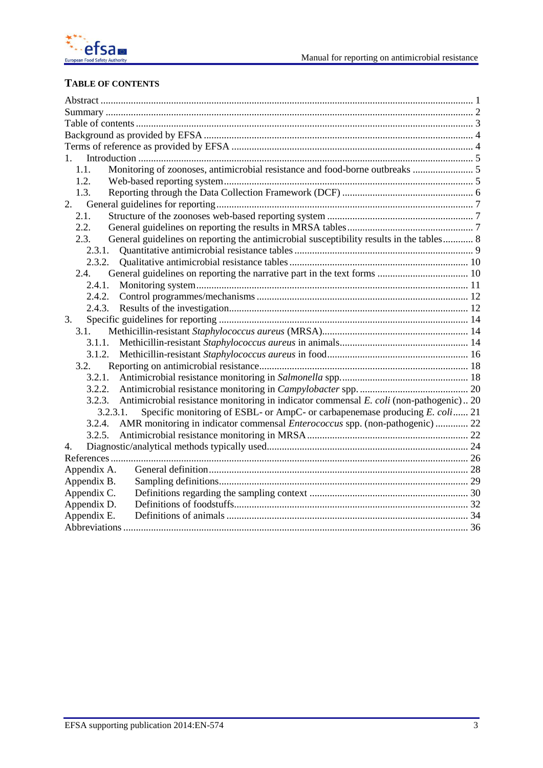## Table of Contents

Abstract ........ 1
Summary ........ 2
Table of contents ........ 3
Background as provided by EFSA ........ 4
Terms of reference as provided by EFSA ........ 4
1. Introduction ........ 5
   1.1. Monitoring of zoonoses, antimicrobial resistance and food-borne outbreaks ........ 5
   1.2. Web-based reporting system ........ 5
   1.3. Reporting through the Data Collection Framework (DCF) ........ 6
2. General guidelines for reporting ........ 7
   2.1. Structure of the zoonoses web-based reporting system ........ 7
   2.2. General guidelines on reporting the results in MRSA tables ........ 7
   2.3. General guidelines on reporting the antimicrobial susceptibility results in the tables ........ 8
      2.3.1. Quantitative antimicrobial resistance tables ........ 9
      2.3.2. Qualitative antimicrobial resistance tables ........ 10
   2.4. General guidelines on reporting the narrative part in the text forms ........ 10
      2.4.1. Monitoring system ........ 11
      2.4.2. Control programmes/mechanisms ........ 12
      2.4.3. Results of the investigation ........ 12
3. Specific guidelines for reporting ........ 14
   3.1. Methicillin-resistant *Staphylococcus aureus* (MRSA) ........ 14
      3.1.1. Methicillin-resistant *Staphylococcus aureus* in animals ........ 14
      3.1.2. Methicillin-resistant *Staphylococcus aureus* in food ........ 16
   3.2. Reporting on antimicrobial resistance ........ 18
      3.2.1. Antimicrobial resistance monitoring in *Salmonella* spp. ........ 18
      3.2.2. Antimicrobial resistance monitoring in *Campylobacter* spp. ........ 20
      3.2.3. Antimicrobial resistance monitoring in indicator commensal *E. coli* (non-pathogenic) ........ 20
         3.2.3.1. Specific monitoring of ESBL- or AmpC- or carbapenemase producing *E. coli* ........ 21
      3.2.4. AMR monitoring in indicator commensal *Enterococcus* spp. (non-pathogenic) ........ 22
      3.2.5. Antimicrobial resistance monitoring in MRSA ........ 22
4. Diagnostic/analytical methods typically used ........ 24
References ........ 26
Appendix A. General definition ........ 28
Appendix B. Sampling definitions ........ 29
Appendix C. Definitions regarding the sampling context ........ 30
Appendix D. Definitions of foodstuffs ........ 32
Appendix E. Definitions of animals ........ 34
Abbreviations ........ 36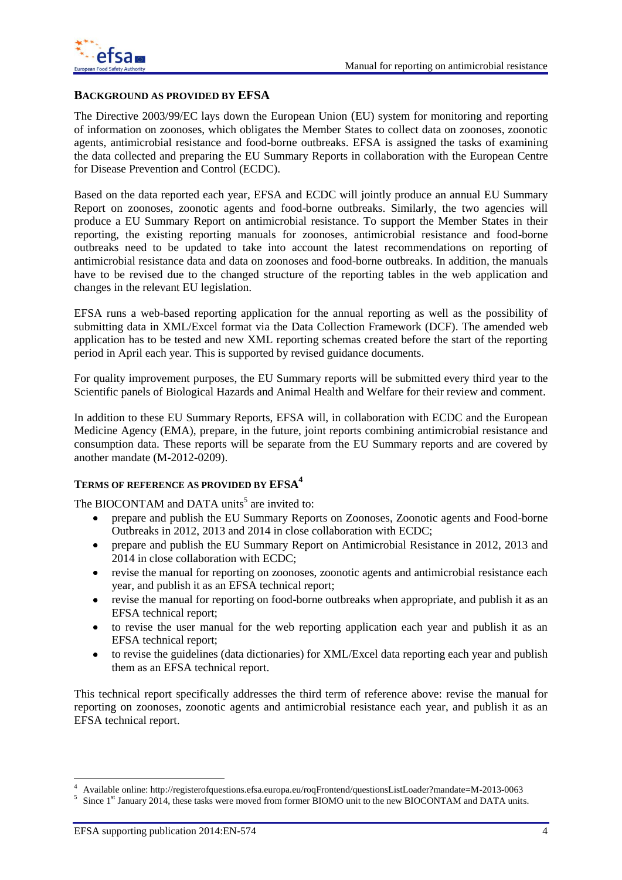## BACKGROUND AS PROVIDED BY EFSA

The Directive 2003/99/EC lays down the European Union (EU) system for monitoring and reporting of information on zoonoses, which obligates the Member States to collect data on zoonoses, zoonotic agents, antimicrobial resistance and food-borne outbreaks. EFSA is assigned the tasks of examining the data collected and preparing the EU Summary Reports in collaboration with the European Centre for Disease Prevention and Control (ECDC).

Based on the data reported each year, EFSA and ECDC will jointly produce an annual EU Summary Report on zoonoses, zoonotic agents and food-borne outbreaks. Similarly, the two agencies will produce a EU Summary Report on antimicrobial resistance. To support the Member States in their reporting, the existing reporting manuals for zoonoses, antimicrobial resistance and food-borne outbreaks need to be updated to take into account the latest recommendations on reporting of antimicrobial resistance data and data on zoonoses and food-borne outbreaks. In addition, the manuals have to be revised due to the changed structure of the reporting tables in the web application and changes in the relevant EU legislation.

EFSA runs a web-based reporting application for the annual reporting as well as the possibility of submitting data in XML/Excel format via the Data Collection Framework (DCF). The amended web application has to be tested and new XML reporting schemas created before the start of the reporting period in April each year. This is supported by revised guidance documents.

For quality improvement purposes, the EU Summary reports will be submitted every third year to the Scientific panels of Biological Hazards and Animal Health and Welfare for their review and comment.

In addition to these EU Summary Reports, EFSA will, in collaboration with ECDC and the European Medicine Agency (EMA), prepare, in the future, joint reports combining antimicrobial resistance and consumption data. These reports will be separate from the EU Summary reports and are covered by another mandate (M-2012-0209).

## TERMS OF REFERENCE AS PROVIDED BY EFSA[4]

The BIOCONTAM and DATA units[5] are invited to:

- prepare and publish the EU Summary Reports on Zoonoses, Zoonotic agents and Food-borne Outbreaks in 2012, 2013 and 2014 in close collaboration with ECDC;
- prepare and publish the EU Summary Report on Antimicrobial Resistance in 2012, 2013 and 2014 in close collaboration with ECDC;
- revise the manual for reporting on zoonoses, zoonotic agents and antimicrobial resistance each year, and publish it as an EFSA technical report;
- revise the manual for reporting on food-borne outbreaks when appropriate, and publish it as an EFSA technical report;
- to revise the user manual for the web reporting application each year and publish it as an EFSA technical report;
- to revise the guidelines (data dictionaries) for XML/Excel data reporting each year and publish them as an EFSA technical report.

This technical report specifically addresses the third term of reference above: revise the manual for reporting on zoonoses, zoonotic agents and antimicrobial resistance each year, and publish it as an EFSA technical report.

---

[4] Available online: http://registerofquestions.efsa.europa.eu/roqFrontend/questionsListLoader?mandate=M-2013-0063

[5] Since 1st January 2014, these tasks were moved from former BIOMO unit to the new BIOCONTAM and DATA units.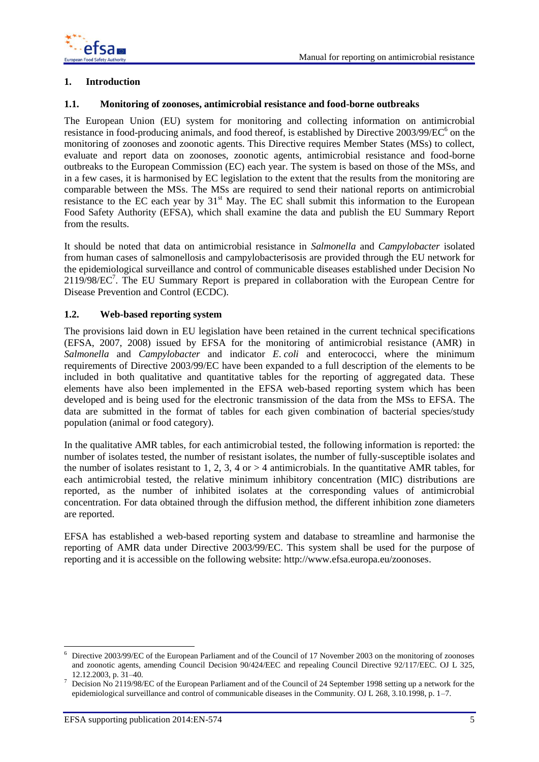# 1. Introduction

## 1.1. Monitoring of zoonoses, antimicrobial resistance and food-borne outbreaks

The European Union (EU) system for monitoring and collecting information on antimicrobial resistance in food-producing animals, and food thereof, is established by Directive 2003/99/EC[6] on the monitoring of zoonoses and zoonotic agents. This Directive requires Member States (MSs) to collect, evaluate and report data on zoonoses, zoonotic agents, antimicrobial resistance and food-borne outbreaks to the European Commission (EC) each year. The system is based on those of the MSs, and in a few cases, it is harmonised by EC legislation to the extent that the results from the monitoring are comparable between the MSs. The MSs are required to send their national reports on antimicrobial resistance to the EC each year by 31st May. The EC shall submit this information to the European Food Safety Authority (EFSA), which shall examine the data and publish the EU Summary Report from the results.

It should be noted that data on antimicrobial resistance in *Salmonella* and *Campylobacter* isolated from human cases of salmonellosis and campylobacterisosis are provided through the EU network for the epidemiological surveillance and control of communicable diseases established under Decision No 2119/98/EC[7]. The EU Summary Report is prepared in collaboration with the European Centre for Disease Prevention and Control (ECDC).

## 1.2. Web-based reporting system

The provisions laid down in EU legislation have been retained in the current technical specifications (EFSA, 2007, 2008) issued by EFSA for the monitoring of antimicrobial resistance (AMR) in *Salmonella* and *Campylobacter* and indicator *E. coli* and enterococci, where the minimum requirements of Directive 2003/99/EC have been expanded to a full description of the elements to be included in both qualitative and quantitative tables for the reporting of aggregated data. These elements have also been implemented in the EFSA web-based reporting system which has been developed and is being used for the electronic transmission of the data from the MSs to EFSA. The data are submitted in the format of tables for each given combination of bacterial species/study population (animal or food category).

In the qualitative AMR tables, for each antimicrobial tested, the following information is reported: the number of isolates tested, the number of resistant isolates, the number of fully-susceptible isolates and the number of isolates resistant to 1, 2, 3, 4 or > 4 antimicrobials. In the quantitative AMR tables, for each antimicrobial tested, the relative minimum inhibitory concentration (MIC) distributions are reported, as the number of inhibited isolates at the corresponding values of antimicrobial concentration. For data obtained through the diffusion method, the different inhibition zone diameters are reported.

EFSA has established a web-based reporting system and database to streamline and harmonise the reporting of AMR data under Directive 2003/99/EC. This system shall be used for the purpose of reporting and it is accessible on the following website: http://www.efsa.europa.eu/zoonoses.

[6] Directive 2003/99/EC of the European Parliament and of the Council of 17 November 2003 on the monitoring of zoonoses and zoonotic agents, amending Council Decision 90/424/EEC and repealing Council Directive 92/117/EEC. OJ L 325, 12.12.2003, p. 31–40.

[7] Decision No 2119/98/EC of the European Parliament and of the Council of 24 September 1998 setting up a network for the epidemiological surveillance and control of communicable diseases in the Community. OJ L 268, 3.10.1998, p. 1–7.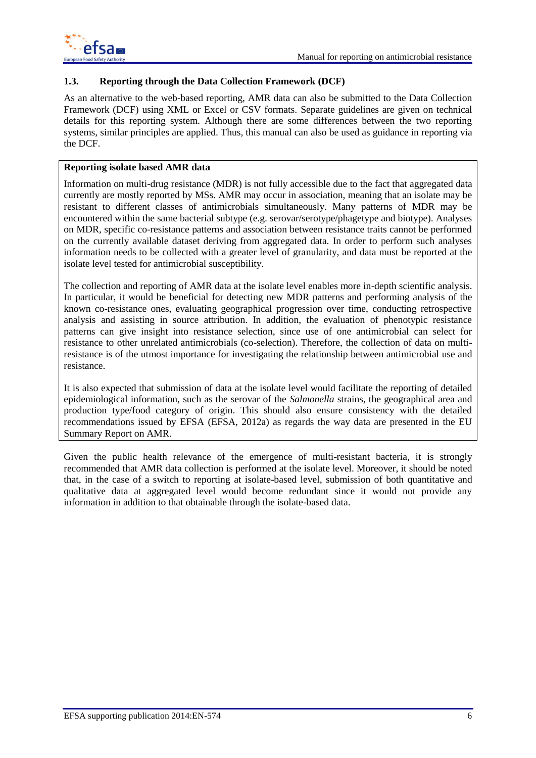### 1.3. Reporting through the Data Collection Framework (DCF)

As an alternative to the web-based reporting, AMR data can also be submitted to the Data Collection Framework (DCF) using XML or Excel or CSV formats. Separate guidelines are given on technical details for this reporting system. Although there are some differences between the two reporting systems, similar principles are applied. Thus, this manual can also be used as guidance in reporting via the DCF.

**Reporting isolate based AMR data**

Information on multi-drug resistance (MDR) is not fully accessible due to the fact that aggregated data currently are mostly reported by MSs. AMR may occur in association, meaning that an isolate may be resistant to different classes of antimicrobials simultaneously. Many patterns of MDR may be encountered within the same bacterial subtype (e.g. serovar/serotype/phagetype and biotype). Analyses on MDR, specific co-resistance patterns and association between resistance traits cannot be performed on the currently available dataset deriving from aggregated data. In order to perform such analyses information needs to be collected with a greater level of granularity, and data must be reported at the isolate level tested for antimicrobial susceptibility.

The collection and reporting of AMR data at the isolate level enables more in-depth scientific analysis. In particular, it would be beneficial for detecting new MDR patterns and performing analysis of the known co-resistance ones, evaluating geographical progression over time, conducting retrospective analysis and assisting in source attribution. In addition, the evaluation of phenotypic resistance patterns can give insight into resistance selection, since use of one antimicrobial can select for resistance to other unrelated antimicrobials (co-selection). Therefore, the collection of data on multi-resistance is of the utmost importance for investigating the relationship between antimicrobial use and resistance.

It is also expected that submission of data at the isolate level would facilitate the reporting of detailed epidemiological information, such as the serovar of the *Salmonella* strains, the geographical area and production type/food category of origin. This should also ensure consistency with the detailed recommendations issued by EFSA (EFSA, 2012a) as regards the way data are presented in the EU Summary Report on AMR.

Given the public health relevance of the emergence of multi-resistant bacteria, it is strongly recommended that AMR data collection is performed at the isolate level. Moreover, it should be noted that, in the case of a switch to reporting at isolate-based level, submission of both quantitative and qualitative data at aggregated level would become redundant since it would not provide any information in addition to that obtainable through the isolate-based data.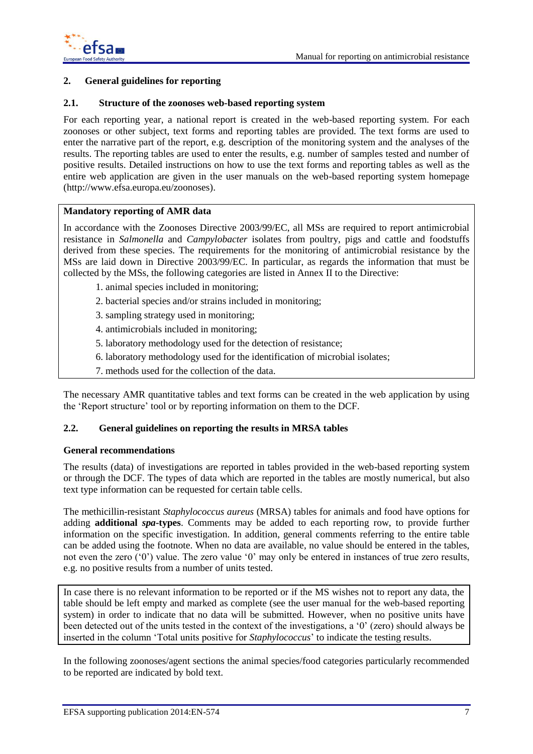## 2. General guidelines for reporting

### 2.1. Structure of the zoonoses web-based reporting system

For each reporting year, a national report is created in the web-based reporting system. For each zoonoses or other subject, text forms and reporting tables are provided. The text forms are used to enter the narrative part of the report, e.g. description of the monitoring system and the analyses of the results. The reporting tables are used to enter the results, e.g. number of samples tested and number of positive results. Detailed instructions on how to use the text forms and reporting tables as well as the entire web application are given in the user manuals on the web-based reporting system homepage (http://www.efsa.europa.eu/zoonoses).

**Mandatory reporting of AMR data**

In accordance with the Zoonoses Directive 2003/99/EC, all MSs are required to report antimicrobial resistance in *Salmonella* and *Campylobacter* isolates from poultry, pigs and cattle and foodstuffs derived from these species. The requirements for the monitoring of antimicrobial resistance by the MSs are laid down in Directive 2003/99/EC. In particular, as regards the information that must be collected by the MSs, the following categories are listed in Annex II to the Directive:

1. animal species included in monitoring;
2. bacterial species and/or strains included in monitoring;
3. sampling strategy used in monitoring;
4. antimicrobials included in monitoring;
5. laboratory methodology used for the detection of resistance;
6. laboratory methodology used for the identification of microbial isolates;
7. methods used for the collection of the data.

The necessary AMR quantitative tables and text forms can be created in the web application by using the 'Report structure' tool or by reporting information on them to the DCF.

### 2.2. General guidelines on reporting the results in MRSA tables

**General recommendations**

The results (data) of investigations are reported in tables provided in the web-based reporting system or through the DCF. The types of data which are reported in the tables are mostly numerical, but also text type information can be requested for certain table cells.

The methicillin-resistant *Staphylococcus aureus* (MRSA) tables for animals and food have options for adding **additional *spa*-types**. Comments may be added to each reporting row, to provide further information on the specific investigation. In addition, general comments referring to the entire table can be added using the footnote. When no data are available, no value should be entered in the tables, not even the zero ('0') value. The zero value '0' may only be entered in instances of true zero results, e.g. no positive results from a number of units tested.

In case there is no relevant information to be reported or if the MS wishes not to report any data, the table should be left empty and marked as complete (see the user manual for the web-based reporting system) in order to indicate that no data will be submitted. However, when no positive units have been detected out of the units tested in the context of the investigations, a '0' (zero) should always be inserted in the column 'Total units positive for *Staphylococcus*' to indicate the testing results.

In the following zoonoses/agent sections the animal species/food categories particularly recommended to be reported are indicated by bold text.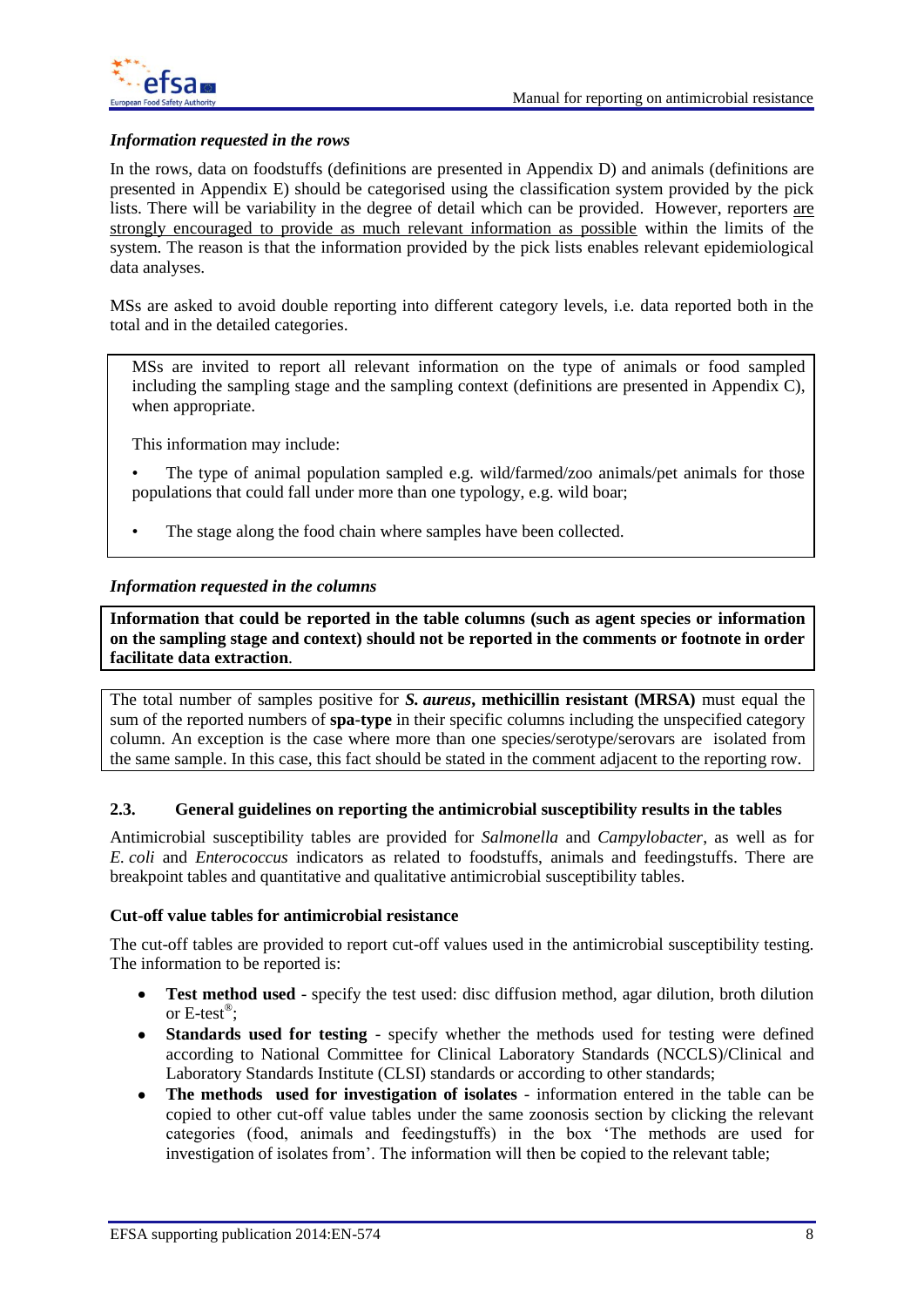*Information requested in the rows*

In the rows, data on foodstuffs (definitions are presented in Appendix D) and animals (definitions are presented in Appendix E) should be categorised using the classification system provided by the pick lists. There will be variability in the degree of detail which can be provided. However, reporters are strongly encouraged to provide as much relevant information as possible within the limits of the system. The reason is that the information provided by the pick lists enables relevant epidemiological data analyses.

MSs are asked to avoid double reporting into different category levels, i.e. data reported both in the total and in the detailed categories.

MSs are invited to report all relevant information on the type of animals or food sampled including the sampling stage and the sampling context (definitions are presented in Appendix C), when appropriate.

This information may include:

- The type of animal population sampled e.g. wild/farmed/zoo animals/pet animals for those populations that could fall under more than one typology, e.g. wild boar;
- The stage along the food chain where samples have been collected.

*Information requested in the columns*

**Information that could be reported in the table columns (such as agent species or information on the sampling stage and context) should not be reported in the comments or footnote in order facilitate data extraction**.

The total number of samples positive for ***S. aureus*, methicillin resistant (MRSA)** must equal the sum of the reported numbers of **spa-type** in their specific columns including the unspecified category column. An exception is the case where more than one species/serotype/serovars are isolated from the same sample. In this case, this fact should be stated in the comment adjacent to the reporting row.

## 2.3. General guidelines on reporting the antimicrobial susceptibility results in the tables

Antimicrobial susceptibility tables are provided for *Salmonella* and *Campylobacter*, as well as for *E. coli* and *Enterococcus* indicators as related to foodstuffs, animals and feedingstuffs. There are breakpoint tables and quantitative and qualitative antimicrobial susceptibility tables.

**Cut-off value tables for antimicrobial resistance**

The cut-off tables are provided to report cut-off values used in the antimicrobial susceptibility testing. The information to be reported is:

- **Test method used** - specify the test used: disc diffusion method, agar dilution, broth dilution or E-test®;
- **Standards used for testing** - specify whether the methods used for testing were defined according to National Committee for Clinical Laboratory Standards (NCCLS)/Clinical and Laboratory Standards Institute (CLSI) standards or according to other standards;
- **The methods used for investigation of isolates** - information entered in the table can be copied to other cut-off value tables under the same zoonosis section by clicking the relevant categories (food, animals and feedingstuffs) in the box 'The methods are used for investigation of isolates from'. The information will then be copied to the relevant table;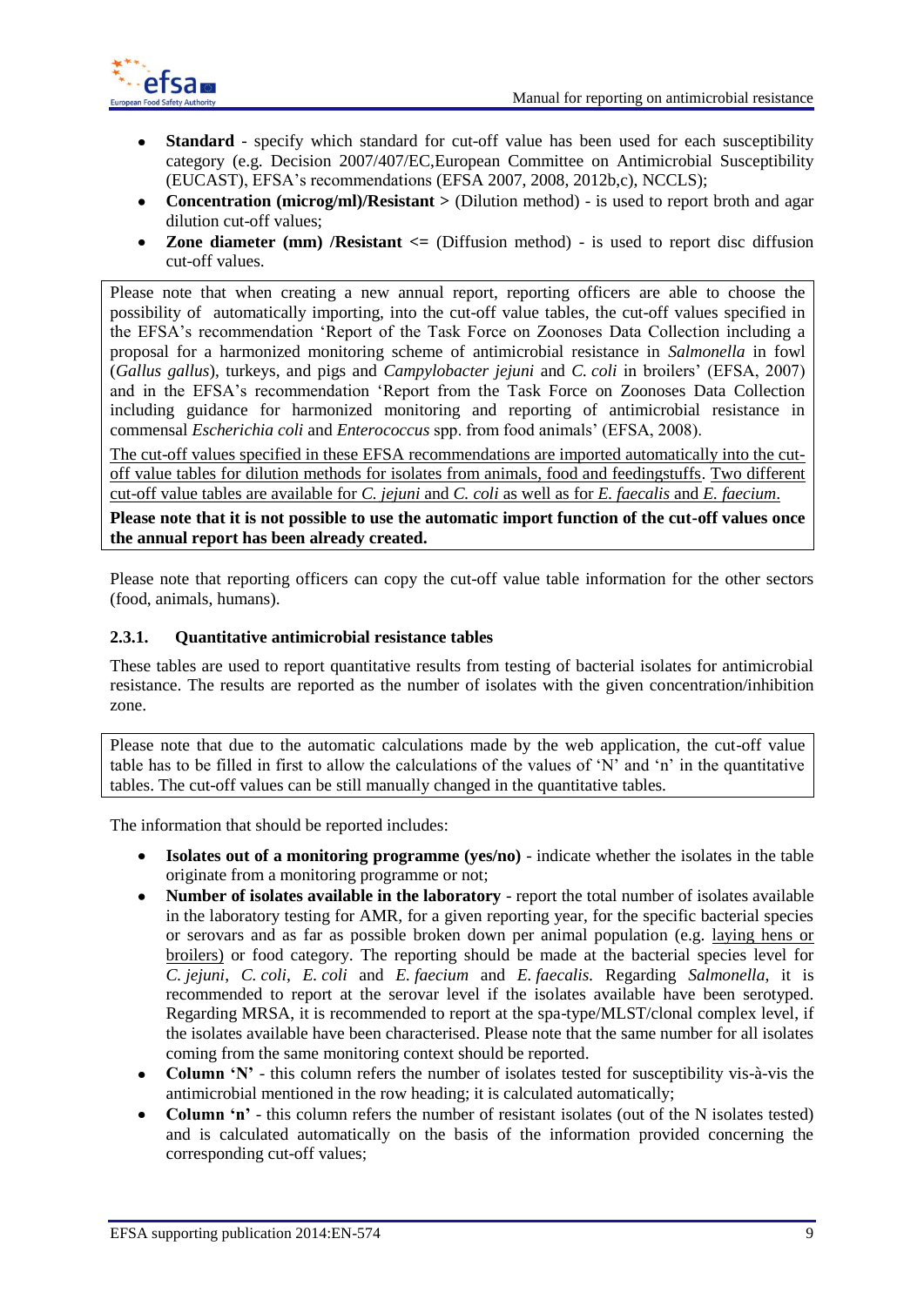- **Standard** - specify which standard for cut-off value has been used for each susceptibility category (e.g. Decision 2007/407/EC,European Committee on Antimicrobial Susceptibility (EUCAST), EFSA's recommendations (EFSA 2007, 2008, 2012b,c), NCCLS);
- **Concentration (microg/ml)/Resistant >** (Dilution method) - is used to report broth and agar dilution cut-off values;
- **Zone diameter (mm) /Resistant <=** (Diffusion method) - is used to report disc diffusion cut-off values.

> Please note that when creating a new annual report, reporting officers are able to choose the possibility of automatically importing, into the cut-off value tables, the cut-off values specified in the EFSA's recommendation 'Report of the Task Force on Zoonoses Data Collection including a proposal for a harmonized monitoring scheme of antimicrobial resistance in *Salmonella* in fowl (*Gallus gallus*), turkeys, and pigs and *Campylobacter jejuni* and *C. coli* in broilers' (EFSA, 2007) and in the EFSA's recommendation 'Report from the Task Force on Zoonoses Data Collection including guidance for harmonized monitoring and reporting of antimicrobial resistance in commensal *Escherichia coli* and *Enterococcus* spp. from food animals' (EFSA, 2008).
>
> <u>The cut-off values specified in these EFSA recommendations are imported automatically into the cut-off value tables for dilution methods for isolates from animals, food and feedingstuffs</u>. <u>Two different cut-off value tables are available for *C. jejuni* and *C. coli* as well as for *E. faecalis* and *E. faecium*</u>.
>
> **Please note that it is not possible to use the automatic import function of the cut-off values once the annual report has been already created.**

Please note that reporting officers can copy the cut-off value table information for the other sectors (food, animals, humans).

### 2.3.1. Quantitative antimicrobial resistance tables

These tables are used to report quantitative results from testing of bacterial isolates for antimicrobial resistance. The results are reported as the number of isolates with the given concentration/inhibition zone.

> Please note that due to the automatic calculations made by the web application, the cut-off value table has to be filled in first to allow the calculations of the values of 'N' and 'n' in the quantitative tables. The cut-off values can be still manually changed in the quantitative tables.

The information that should be reported includes:

- **Isolates out of a monitoring programme (yes/no)** - indicate whether the isolates in the table originate from a monitoring programme or not;
- **Number of isolates available in the laboratory** - report the total number of isolates available in the laboratory testing for AMR, for a given reporting year, for the specific bacterial species or serovars and as far as possible broken down per animal population (e.g. <u>laying hens or broilers)</u> or food category. The reporting should be made at the bacterial species level for *C. jejuni*, *C. coli*, *E. coli* and *E. faecium* and *E. faecalis.* Regarding *Salmonella,* it is recommended to report at the serovar level if the isolates available have been serotyped. Regarding MRSA, it is recommended to report at the spa-type/MLST/clonal complex level, if the isolates available have been characterised. Please note that the same number for all isolates coming from the same monitoring context should be reported.
- **Column 'N'** - this column refers the number of isolates tested for susceptibility vis-à-vis the antimicrobial mentioned in the row heading; it is calculated automatically;
- **Column 'n'** - this column refers the number of resistant isolates (out of the N isolates tested) and is calculated automatically on the basis of the information provided concerning the corresponding cut-off values;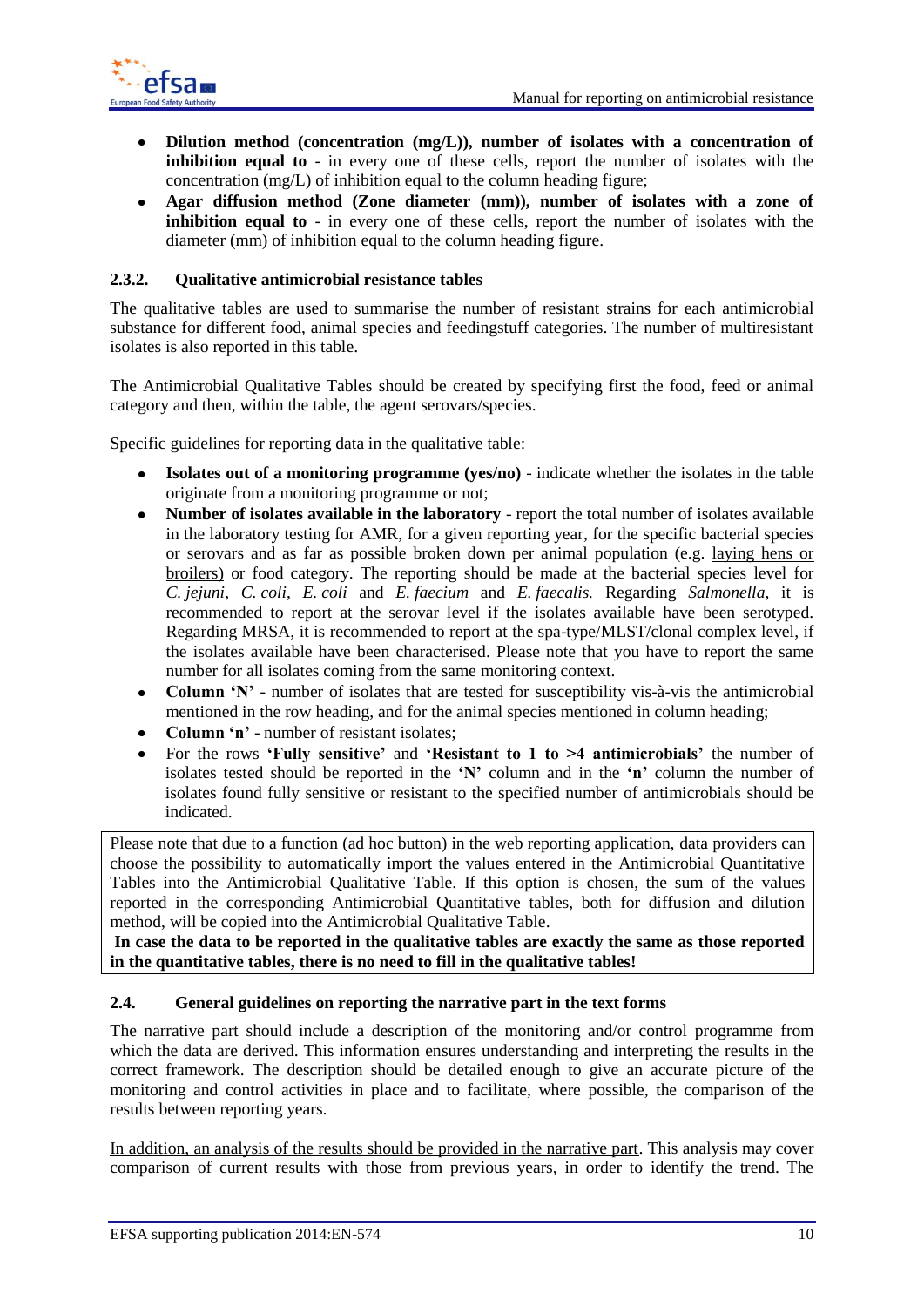- **Dilution method (concentration (mg/L)), number of isolates with a concentration of inhibition equal to** - in every one of these cells, report the number of isolates with the concentration (mg/L) of inhibition equal to the column heading figure;
- **Agar diffusion method (Zone diameter (mm)), number of isolates with a zone of inhibition equal to** - in every one of these cells, report the number of isolates with the diameter (mm) of inhibition equal to the column heading figure.

### 2.3.2. Qualitative antimicrobial resistance tables

The qualitative tables are used to summarise the number of resistant strains for each antimicrobial substance for different food, animal species and feedingstuff categories. The number of multiresistant isolates is also reported in this table.

The Antimicrobial Qualitative Tables should be created by specifying first the food, feed or animal category and then, within the table, the agent serovars/species.

Specific guidelines for reporting data in the qualitative table:

- **Isolates out of a monitoring programme (yes/no)** - indicate whether the isolates in the table originate from a monitoring programme or not;
- **Number of isolates available in the laboratory** - report the total number of isolates available in the laboratory testing for AMR, for a given reporting year, for the specific bacterial species or serovars and as far as possible broken down per animal population (e.g. laying hens or broilers) or food category. The reporting should be made at the bacterial species level for *C. jejuni*, *C. coli*, *E. coli* and *E. faecium* and *E. faecalis.* Regarding *Salmonella*, it is recommended to report at the serovar level if the isolates available have been serotyped. Regarding MRSA, it is recommended to report at the spa-type/MLST/clonal complex level, if the isolates available have been characterised. Please note that you have to report the same number for all isolates coming from the same monitoring context.
- **Column 'N'** - number of isolates that are tested for susceptibility vis-à-vis the antimicrobial mentioned in the row heading, and for the animal species mentioned in column heading;
- **Column 'n'** - number of resistant isolates;
- For the rows **'Fully sensitive'** and **'Resistant to 1 to >4 antimicrobials'** the number of isolates tested should be reported in the **'N'** column and in the **'n'** column the number of isolates found fully sensitive or resistant to the specified number of antimicrobials should be indicated.

> Please note that due to a function (ad hoc button) in the web reporting application, data providers can choose the possibility to automatically import the values entered in the Antimicrobial Quantitative Tables into the Antimicrobial Qualitative Table. If this option is chosen, the sum of the values reported in the corresponding Antimicrobial Quantitative tables, both for diffusion and dilution method, will be copied into the Antimicrobial Qualitative Table.
> **In case the data to be reported in the qualitative tables are exactly the same as those reported in the quantitative tables, there is no need to fill in the qualitative tables!**

## 2.4. General guidelines on reporting the narrative part in the text forms

The narrative part should include a description of the monitoring and/or control programme from which the data are derived. This information ensures understanding and interpreting the results in the correct framework. The description should be detailed enough to give an accurate picture of the monitoring and control activities in place and to facilitate, where possible, the comparison of the results between reporting years.

In addition, an analysis of the results should be provided in the narrative part. This analysis may cover comparison of current results with those from previous years, in order to identify the trend. The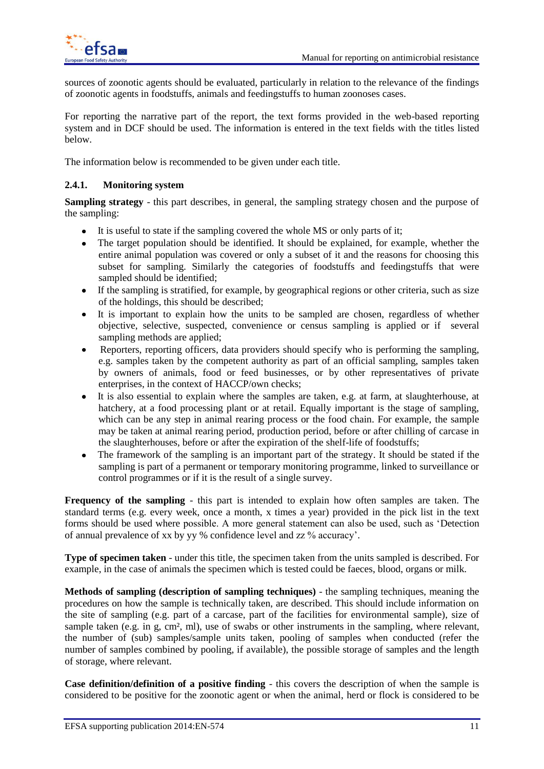sources of zoonotic agents should be evaluated, particularly in relation to the relevance of the findings of zoonotic agents in foodstuffs, animals and feedingstuffs to human zoonoses cases.

For reporting the narrative part of the report, the text forms provided in the web-based reporting system and in DCF should be used. The information is entered in the text fields with the titles listed below.

The information below is recommended to be given under each title.

### 2.4.1. Monitoring system

**Sampling strategy** - this part describes, in general, the sampling strategy chosen and the purpose of the sampling:

- It is useful to state if the sampling covered the whole MS or only parts of it;
- The target population should be identified. It should be explained, for example, whether the entire animal population was covered or only a subset of it and the reasons for choosing this subset for sampling. Similarly the categories of foodstuffs and feedingstuffs that were sampled should be identified;
- If the sampling is stratified, for example, by geographical regions or other criteria, such as size of the holdings, this should be described;
- It is important to explain how the units to be sampled are chosen, regardless of whether objective, selective, suspected, convenience or census sampling is applied or if several sampling methods are applied;
- Reporters, reporting officers, data providers should specify who is performing the sampling, e.g. samples taken by the competent authority as part of an official sampling, samples taken by owners of animals, food or feed businesses, or by other representatives of private enterprises, in the context of HACCP/own checks;
- It is also essential to explain where the samples are taken, e.g. at farm, at slaughterhouse, at hatchery, at a food processing plant or at retail. Equally important is the stage of sampling, which can be any step in animal rearing process or the food chain. For example, the sample may be taken at animal rearing period, production period, before or after chilling of carcase in the slaughterhouses, before or after the expiration of the shelf-life of foodstuffs;
- The framework of the sampling is an important part of the strategy. It should be stated if the sampling is part of a permanent or temporary monitoring programme, linked to surveillance or control programmes or if it is the result of a single survey.

**Frequency of the sampling** - this part is intended to explain how often samples are taken. The standard terms (e.g. every week, once a month, x times a year) provided in the pick list in the text forms should be used where possible. A more general statement can also be used, such as 'Detection of annual prevalence of xx by yy % confidence level and zz % accuracy'.

**Type of specimen taken** - under this title, the specimen taken from the units sampled is described. For example, in the case of animals the specimen which is tested could be faeces, blood, organs or milk.

**Methods of sampling (description of sampling techniques)** - the sampling techniques, meaning the procedures on how the sample is technically taken, are described. This should include information on the site of sampling (e.g. part of a carcase, part of the facilities for environmental sample), size of sample taken (e.g. in g, cm², ml), use of swabs or other instruments in the sampling, where relevant, the number of (sub) samples/sample units taken, pooling of samples when conducted (refer the number of samples combined by pooling, if available), the possible storage of samples and the length of storage, where relevant.

**Case definition/definition of a positive finding** - this covers the description of when the sample is considered to be positive for the zoonotic agent or when the animal, herd or flock is considered to be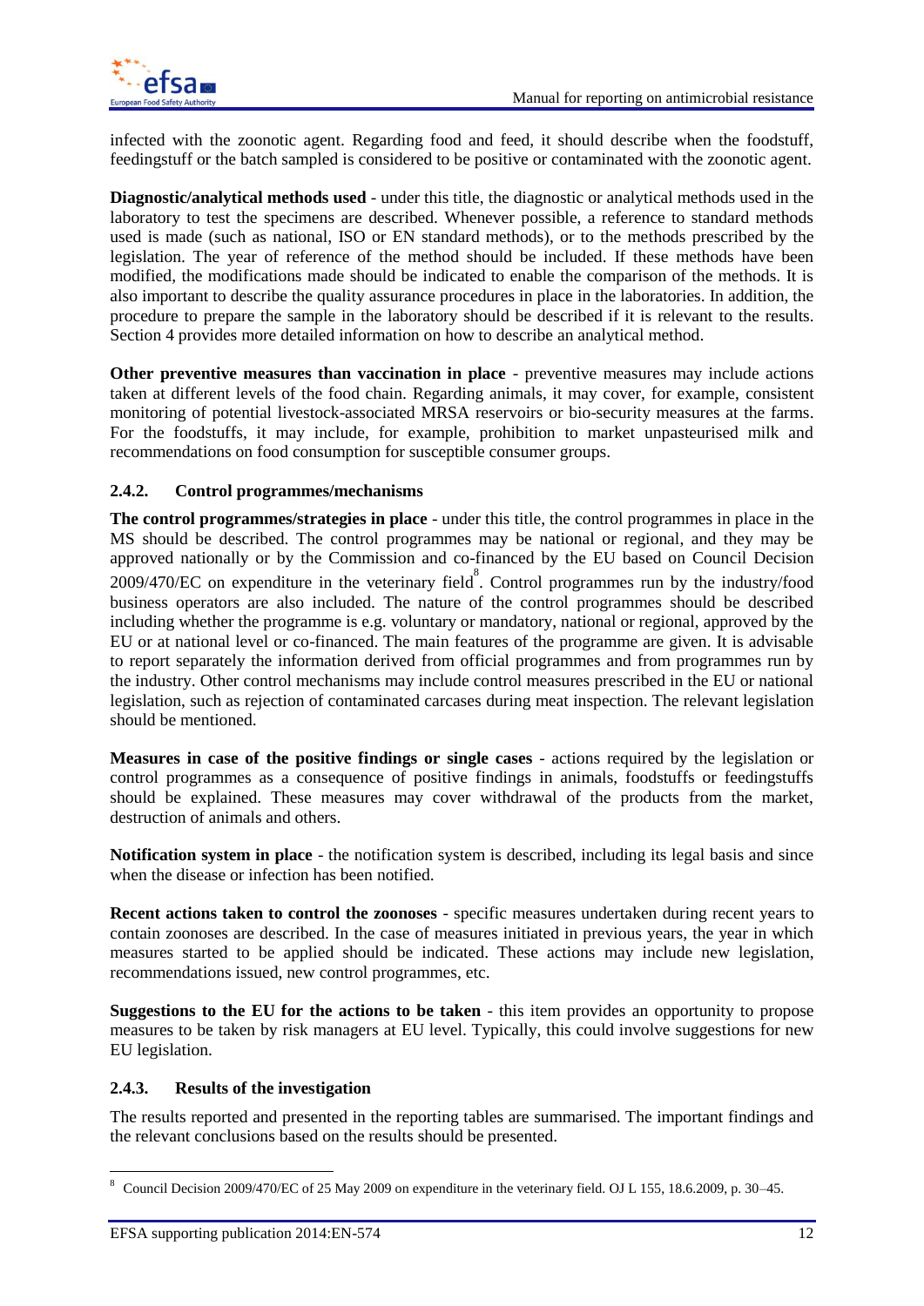infected with the zoonotic agent. Regarding food and feed, it should describe when the foodstuff, feedingstuff or the batch sampled is considered to be positive or contaminated with the zoonotic agent.

**Diagnostic/analytical methods used** - under this title, the diagnostic or analytical methods used in the laboratory to test the specimens are described. Whenever possible, a reference to standard methods used is made (such as national, ISO or EN standard methods), or to the methods prescribed by the legislation. The year of reference of the method should be included. If these methods have been modified, the modifications made should be indicated to enable the comparison of the methods. It is also important to describe the quality assurance procedures in place in the laboratories. In addition, the procedure to prepare the sample in the laboratory should be described if it is relevant to the results. Section 4 provides more detailed information on how to describe an analytical method.

**Other preventive measures than vaccination in place** - preventive measures may include actions taken at different levels of the food chain. Regarding animals, it may cover, for example, consistent monitoring of potential livestock-associated MRSA reservoirs or bio-security measures at the farms. For the foodstuffs, it may include, for example, prohibition to market unpasteurised milk and recommendations on food consumption for susceptible consumer groups.

### 2.4.2. Control programmes/mechanisms

**The control programmes/strategies in place** - under this title, the control programmes in place in the MS should be described. The control programmes may be national or regional, and they may be approved nationally or by the Commission and co-financed by the EU based on Council Decision 2009/470/EC on expenditure in the veterinary field[8]. Control programmes run by the industry/food business operators are also included. The nature of the control programmes should be described including whether the programme is e.g. voluntary or mandatory, national or regional, approved by the EU or at national level or co-financed. The main features of the programme are given. It is advisable to report separately the information derived from official programmes and from programmes run by the industry. Other control mechanisms may include control measures prescribed in the EU or national legislation, such as rejection of contaminated carcases during meat inspection. The relevant legislation should be mentioned.

**Measures in case of the positive findings or single cases** - actions required by the legislation or control programmes as a consequence of positive findings in animals, foodstuffs or feedingstuffs should be explained. These measures may cover withdrawal of the products from the market, destruction of animals and others.

**Notification system in place** - the notification system is described, including its legal basis and since when the disease or infection has been notified.

**Recent actions taken to control the zoonoses** - specific measures undertaken during recent years to contain zoonoses are described. In the case of measures initiated in previous years, the year in which measures started to be applied should be indicated. These actions may include new legislation, recommendations issued, new control programmes, etc.

**Suggestions to the EU for the actions to be taken** - this item provides an opportunity to propose measures to be taken by risk managers at EU level. Typically, this could involve suggestions for new EU legislation.

### 2.4.3. Results of the investigation

The results reported and presented in the reporting tables are summarised. The important findings and the relevant conclusions based on the results should be presented.

---

[8] Council Decision 2009/470/EC of 25 May 2009 on expenditure in the veterinary field. OJ L 155, 18.6.2009, p. 30–45.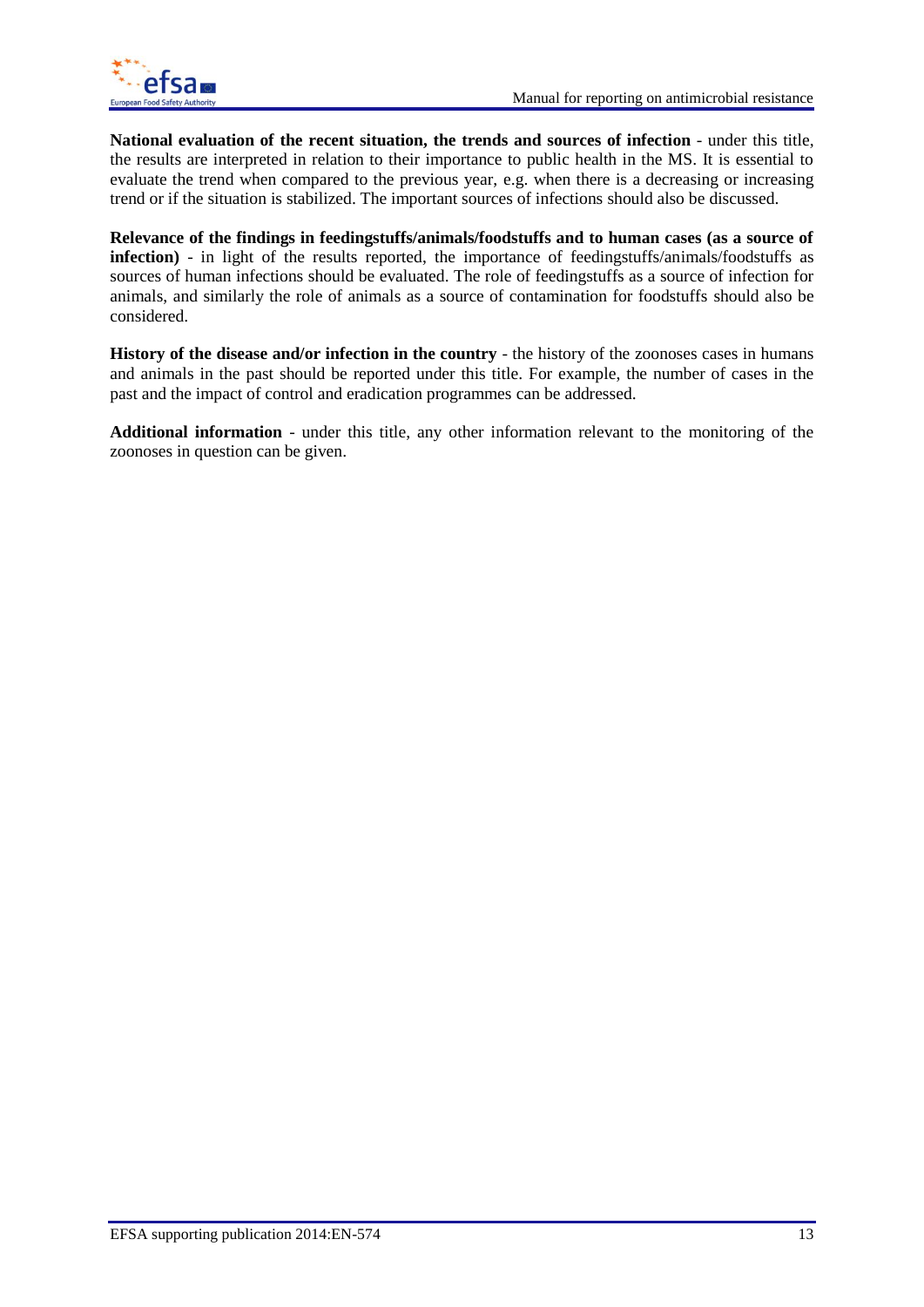**National evaluation of the recent situation, the trends and sources of infection** - under this title, the results are interpreted in relation to their importance to public health in the MS. It is essential to evaluate the trend when compared to the previous year, e.g. when there is a decreasing or increasing trend or if the situation is stabilized. The important sources of infections should also be discussed.

**Relevance of the findings in feedingstuffs/animals/foodstuffs and to human cases (as a source of infection)** - in light of the results reported, the importance of feedingstuffs/animals/foodstuffs as sources of human infections should be evaluated. The role of feedingstuffs as a source of infection for animals, and similarly the role of animals as a source of contamination for foodstuffs should also be considered.

**History of the disease and/or infection in the country** - the history of the zoonoses cases in humans and animals in the past should be reported under this title. For example, the number of cases in the past and the impact of control and eradication programmes can be addressed.

**Additional information** - under this title, any other information relevant to the monitoring of the zoonoses in question can be given.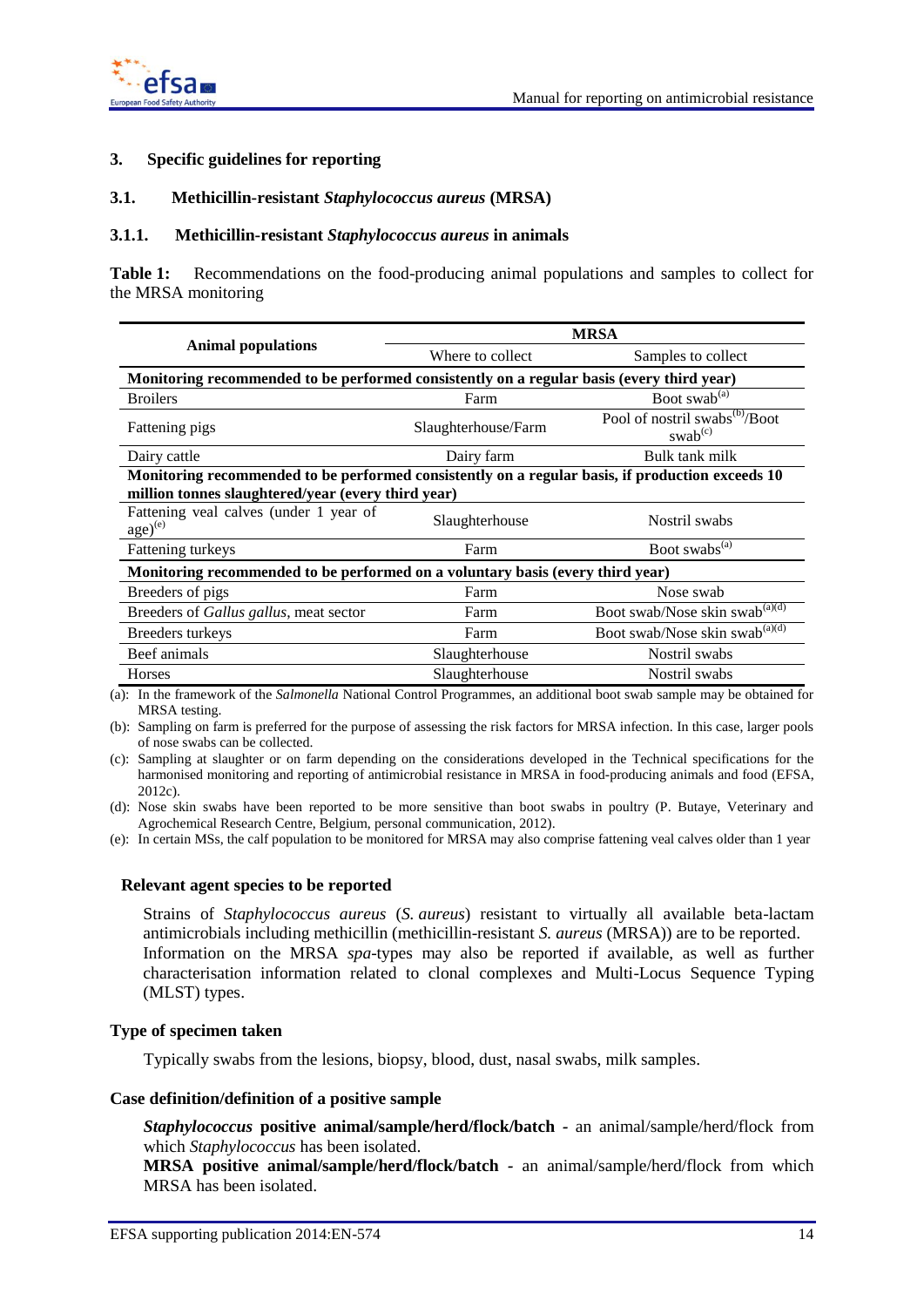## 3. Specific guidelines for reporting

### 3.1. Methicillin-resistant *Staphylococcus aureus* (MRSA)

#### 3.1.1. Methicillin-resistant *Staphylococcus aureus* in animals

**Table 1:** Recommendations on the food-producing animal populations and samples to collect for the MRSA monitoring

| Animal populations | MRSA | |
|---|---|---|
| | Where to collect | Samples to collect |
| **Monitoring recommended to be performed consistently on a regular basis (every third year)** | | |
| Broilers | Farm | Boot swab[(a)] |
| Fattening pigs | Slaughterhouse/Farm | Pool of nostril swabs[(b)]/Boot swab[(c)] |
| Dairy cattle | Dairy farm | Bulk tank milk |
| **Monitoring recommended to be performed consistently on a regular basis, if production exceeds 10 million tonnes slaughtered/year (every third year)** | | |
| Fattening veal calves (under 1 year of age)[(e)] | Slaughterhouse | Nostril swabs |
| Fattening turkeys | Farm | Boot swabs[(a)] |
| **Monitoring recommended to be performed on a voluntary basis (every third year)** | | |
| Breeders of pigs | Farm | Nose swab |
| Breeders of *Gallus gallus*, meat sector | Farm | Boot swab/Nose skin swab[(a)(d)] |
| Breeders turkeys | Farm | Boot swab/Nose skin swab[(a)(d)] |
| Beef animals | Slaughterhouse | Nostril swabs |
| Horses | Slaughterhouse | Nostril swabs |

(a): In the framework of the *Salmonella* National Control Programmes, an additional boot swab sample may be obtained for MRSA testing.

(b): Sampling on farm is preferred for the purpose of assessing the risk factors for MRSA infection. In this case, larger pools of nose swabs can be collected.

(c): Sampling at slaughter or on farm depending on the considerations developed in the Technical specifications for the harmonised monitoring and reporting of antimicrobial resistance in MRSA in food-producing animals and food (EFSA, 2012c).

(d): Nose skin swabs have been reported to be more sensitive than boot swabs in poultry (P. Butaye, Veterinary and Agrochemical Research Centre, Belgium, personal communication, 2012).

(e): In certain MSs, the calf population to be monitored for MRSA may also comprise fattening veal calves older than 1 year

**Relevant agent species to be reported**

Strains of *Staphylococcus aureus* (*S. aureus*) resistant to virtually all available beta-lactam antimicrobials including methicillin (methicillin-resistant *S. aureus* (MRSA)) are to be reported. Information on the MRSA *spa*-types may also be reported if available, as well as further characterisation information related to clonal complexes and Multi-Locus Sequence Typing (MLST) types.

**Type of specimen taken**

Typically swabs from the lesions, biopsy, blood, dust, nasal swabs, milk samples.

**Case definition/definition of a positive sample**

***Staphylococcus* positive animal/sample/herd/flock/batch** - an animal/sample/herd/flock from which *Staphylococcus* has been isolated.

**MRSA positive animal/sample/herd/flock/batch** - an animal/sample/herd/flock from which MRSA has been isolated.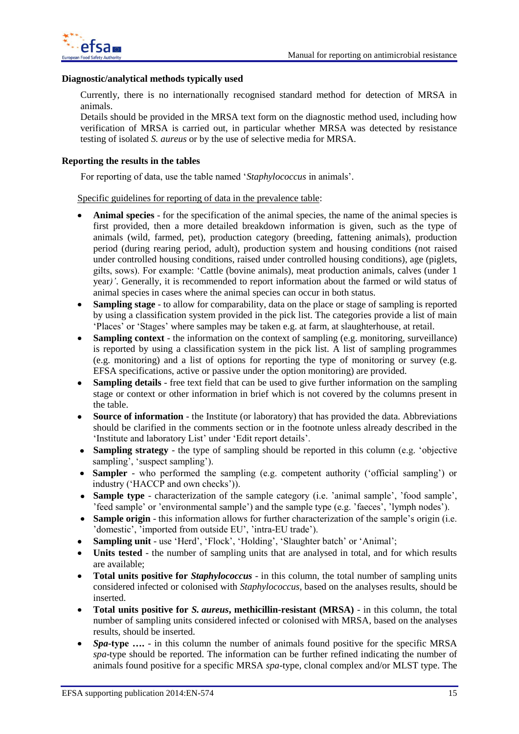**Diagnostic/analytical methods typically used**

Currently, there is no internationally recognised standard method for detection of MRSA in animals.

Details should be provided in the MRSA text form on the diagnostic method used, including how verification of MRSA is carried out, in particular whether MRSA was detected by resistance testing of isolated *S. aureus* or by the use of selective media for MRSA.

**Reporting the results in the tables**

For reporting of data, use the table named '*Staphylococcus* in animals'.

Specific guidelines for reporting of data in the prevalence table:

- **Animal species** - for the specification of the animal species, the name of the animal species is first provided, then a more detailed breakdown information is given, such as the type of animals (wild, farmed, pet), production category (breeding, fattening animals), production period (during rearing period, adult), production system and housing conditions (not raised under controlled housing conditions, raised under controlled housing conditions), age (piglets, gilts, sows). For example: 'Cattle (bovine animals), meat production animals, calves (under 1 year*)'*. Generally, it is recommended to report information about the farmed or wild status of animal species in cases where the animal species can occur in both status.
- **Sampling stage** - to allow for comparability, data on the place or stage of sampling is reported by using a classification system provided in the pick list. The categories provide a list of main 'Places' or 'Stages' where samples may be taken e.g. at farm, at slaughterhouse, at retail.
- **Sampling context** - the information on the context of sampling (e.g. monitoring, surveillance) is reported by using a classification system in the pick list. A list of sampling programmes (e.g. monitoring) and a list of options for reporting the type of monitoring or survey (e.g. EFSA specifications, active or passive under the option monitoring) are provided.
- **Sampling details** - free text field that can be used to give further information on the sampling stage or context or other information in brief which is not covered by the columns present in the table.
- **Source of information** - the Institute (or laboratory) that has provided the data. Abbreviations should be clarified in the comments section or in the footnote unless already described in the 'Institute and laboratory List' under 'Edit report details'.
- **Sampling strategy** - the type of sampling should be reported in this column (e.g. 'objective sampling', 'suspect sampling').
- **Sampler** - who performed the sampling (e.g. competent authority ('official sampling') or industry ('HACCP and own checks')).
- **Sample type** - characterization of the sample category (i.e. 'animal sample', 'food sample', 'feed sample' or 'environmental sample') and the sample type (e.g. 'faeces', 'lymph nodes').
- **Sample origin** - this information allows for further characterization of the sample's origin (i.e. 'domestic', 'imported from outside EU', 'intra-EU trade').
- **Sampling unit** - use 'Herd', 'Flock', 'Holding', 'Slaughter batch' or 'Animal';
- **Units tested** - the number of sampling units that are analysed in total, and for which results are available;
- **Total units positive for *Staphylococcus*** - in this column, the total number of sampling units considered infected or colonised with *Staphylococcus*, based on the analyses results, should be inserted.
- **Total units positive for *S. aureus*, methicillin-resistant (MRSA)** - in this column, the total number of sampling units considered infected or colonised with MRSA, based on the analyses results, should be inserted.
- ***Spa*-type ….** - in this column the number of animals found positive for the specific MRSA *spa*-type should be reported. The information can be further refined indicating the number of animals found positive for a specific MRSA *spa*-type, clonal complex and/or MLST type. The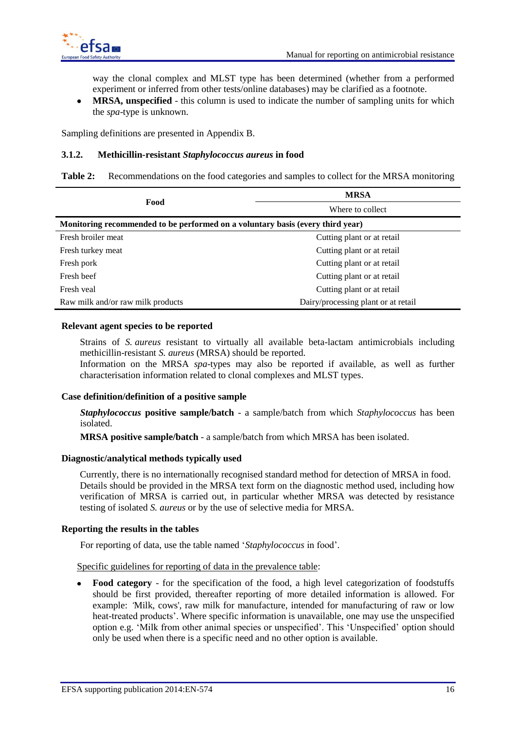way the clonal complex and MLST type has been determined (whether from a performed experiment or inferred from other tests/online databases) may be clarified as a footnote.

- **MRSA, unspecified** - this column is used to indicate the number of sampling units for which the *spa*-type is unknown.

Sampling definitions are presented in Appendix B.

### 3.1.2. Methicillin-resistant *Staphylococcus aureus* in food

**Table 2:** Recommendations on the food categories and samples to collect for the MRSA monitoring

| Food | MRSA |
|---|---|
| | Where to collect |
| **Monitoring recommended to be performed on a voluntary basis (every third year)** | |
| Fresh broiler meat | Cutting plant or at retail |
| Fresh turkey meat | Cutting plant or at retail |
| Fresh pork | Cutting plant or at retail |
| Fresh beef | Cutting plant or at retail |
| Fresh veal | Cutting plant or at retail |
| Raw milk and/or raw milk products | Dairy/processing plant or at retail |

#### Relevant agent species to be reported

Strains of *S. aureus* resistant to virtually all available beta-lactam antimicrobials including methicillin-resistant *S. aureus* (MRSA) should be reported.
Information on the MRSA *spa*-types may also be reported if available, as well as further characterisation information related to clonal complexes and MLST types.

#### Case definition/definition of a positive sample

***Staphylococcus* positive sample/batch** - a sample/batch from which *Staphylococcus* has been isolated.

**MRSA positive sample/batch** - a sample/batch from which MRSA has been isolated.

#### Diagnostic/analytical methods typically used

Currently, there is no internationally recognised standard method for detection of MRSA in food. Details should be provided in the MRSA text form on the diagnostic method used, including how verification of MRSA is carried out, in particular whether MRSA was detected by resistance testing of isolated *S. aureus* or by the use of selective media for MRSA.

#### Reporting the results in the tables

For reporting of data, use the table named '*Staphylococcus* in food'.

Specific guidelines for reporting of data in the prevalence table:

- **Food category** - for the specification of the food, a high level categorization of foodstuffs should be first provided, thereafter reporting of more detailed information is allowed. For example: 'Milk, cows', raw milk for manufacture, intended for manufacturing of raw or low heat-treated products'. Where specific information is unavailable, one may use the unspecified option e.g. 'Milk from other animal species or unspecified'. This 'Unspecified' option should only be used when there is a specific need and no other option is available.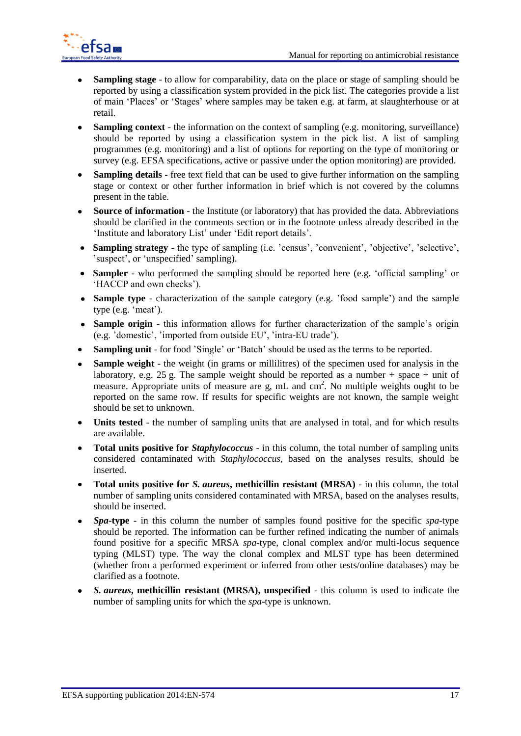- **Sampling stage** - to allow for comparability, data on the place or stage of sampling should be reported by using a classification system provided in the pick list. The categories provide a list of main 'Places' or 'Stages' where samples may be taken e.g. at farm, at slaughterhouse or at retail.
- **Sampling context** - the information on the context of sampling (e.g. monitoring, surveillance) should be reported by using a classification system in the pick list. A list of sampling programmes (e.g. monitoring) and a list of options for reporting on the type of monitoring or survey (e.g. EFSA specifications, active or passive under the option monitoring) are provided.
- **Sampling details** - free text field that can be used to give further information on the sampling stage or context or other further information in brief which is not covered by the columns present in the table.
- **Source of information** - the Institute (or laboratory) that has provided the data. Abbreviations should be clarified in the comments section or in the footnote unless already described in the 'Institute and laboratory List' under 'Edit report details'.
- **Sampling strategy** - the type of sampling (i.e. 'census', 'convenient', 'objective', 'selective', 'suspect', or 'unspecified' sampling).
- **Sampler** - who performed the sampling should be reported here (e.g. 'official sampling' or 'HACCP and own checks').
- **Sample type** - characterization of the sample category (e.g. 'food sample') and the sample type (e.g. 'meat').
- **Sample origin** - this information allows for further characterization of the sample's origin (e.g. 'domestic', 'imported from outside EU', 'intra-EU trade').
- **Sampling unit** - for food 'Single' or 'Batch' should be used as the terms to be reported.
- **Sample weight** - the weight (in grams or millilitres) of the specimen used for analysis in the laboratory, e.g. 25 g. The sample weight should be reported as a number + space + unit of measure. Appropriate units of measure are g, mL and $cm^2$. No multiple weights ought to be reported on the same row. If results for specific weights are not known, the sample weight should be set to unknown.
- **Units tested** - the number of sampling units that are analysed in total, and for which results are available.
- **Total units positive for *Staphylococcus*** - in this column, the total number of sampling units considered contaminated with *Staphylococcus*, based on the analyses results, should be inserted.
- **Total units positive for *S. aureus*, methicillin resistant (MRSA)** - in this column, the total number of sampling units considered contaminated with MRSA, based on the analyses results, should be inserted.
- ***Spa*-type** - in this column the number of samples found positive for the specific *spa*-type should be reported. The information can be further refined indicating the number of animals found positive for a specific MRSA *spa*-type, clonal complex and/or multi-locus sequence typing (MLST) type. The way the clonal complex and MLST type has been determined (whether from a performed experiment or inferred from other tests/online databases) may be clarified as a footnote.
- ***S. aureus*, methicillin resistant (MRSA), unspecified** - this column is used to indicate the number of sampling units for which the *spa*-type is unknown.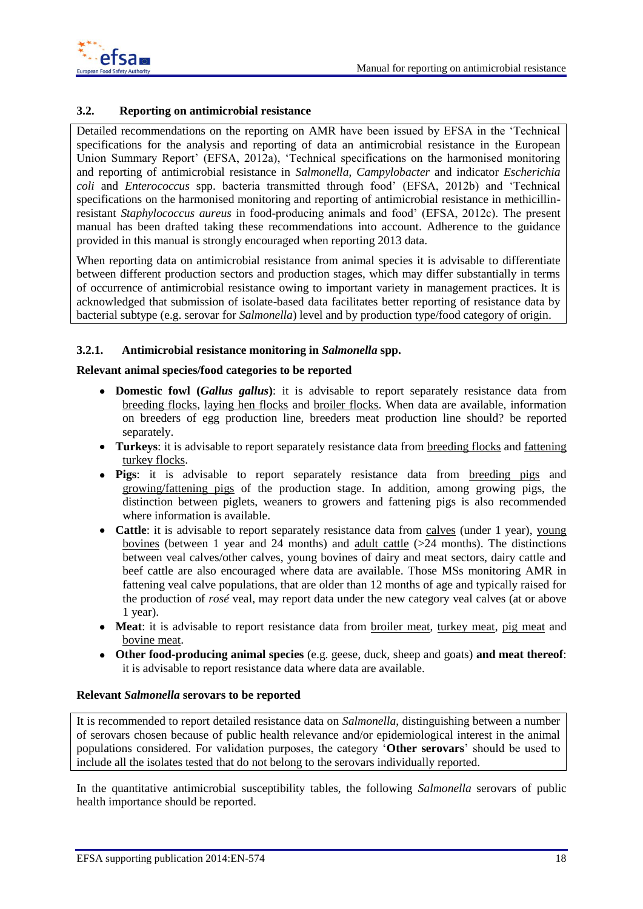## 3.2. Reporting on antimicrobial resistance

Detailed recommendations on the reporting on AMR have been issued by EFSA in the 'Technical specifications for the analysis and reporting of data an antimicrobial resistance in the European Union Summary Report' (EFSA, 2012a), 'Technical specifications on the harmonised monitoring and reporting of antimicrobial resistance in *Salmonella*, *Campylobacter* and indicator *Escherichia coli* and *Enterococcus* spp. bacteria transmitted through food' (EFSA, 2012b) and 'Technical specifications on the harmonised monitoring and reporting of antimicrobial resistance in methicillin-resistant *Staphylococcus aureus* in food-producing animals and food' (EFSA, 2012c). The present manual has been drafted taking these recommendations into account. Adherence to the guidance provided in this manual is strongly encouraged when reporting 2013 data.

When reporting data on antimicrobial resistance from animal species it is advisable to differentiate between different production sectors and production stages, which may differ substantially in terms of occurrence of antimicrobial resistance owing to important variety in management practices. It is acknowledged that submission of isolate-based data facilitates better reporting of resistance data by bacterial subtype (e.g. serovar for *Salmonella*) level and by production type/food category of origin.

### 3.2.1. Antimicrobial resistance monitoring in *Salmonella* spp.

**Relevant animal species/food categories to be reported**

- **Domestic fowl (*Gallus gallus*)**: it is advisable to report separately resistance data from breeding flocks, laying hen flocks and broiler flocks. When data are available, information on breeders of egg production line, breeders meat production line should? be reported separately.
- **Turkeys**: it is advisable to report separately resistance data from breeding flocks and fattening turkey flocks.
- **Pigs**: it is advisable to report separately resistance data from breeding pigs and growing/fattening pigs of the production stage. In addition, among growing pigs, the distinction between piglets, weaners to growers and fattening pigs is also recommended where information is available.
- **Cattle**: it is advisable to report separately resistance data from calves (under 1 year), young bovines (between 1 year and 24 months) and adult cattle (>24 months). The distinctions between veal calves/other calves, young bovines of dairy and meat sectors, dairy cattle and beef cattle are also encouraged where data are available. Those MSs monitoring AMR in fattening veal calve populations, that are older than 12 months of age and typically raised for the production of *rosé* veal, may report data under the new category veal calves (at or above 1 year).
- **Meat**: it is advisable to report resistance data from broiler meat, turkey meat, pig meat and bovine meat.
- **Other food-producing animal species** (e.g. geese, duck, sheep and goats) **and meat thereof**: it is advisable to report resistance data where data are available.

**Relevant *Salmonella* serovars to be reported**

It is recommended to report detailed resistance data on *Salmonella*, distinguishing between a number of serovars chosen because of public health relevance and/or epidemiological interest in the animal populations considered. For validation purposes, the category '**Other serovars**' should be used to include all the isolates tested that do not belong to the serovars individually reported.

In the quantitative antimicrobial susceptibility tables, the following *Salmonella* serovars of public health importance should be reported.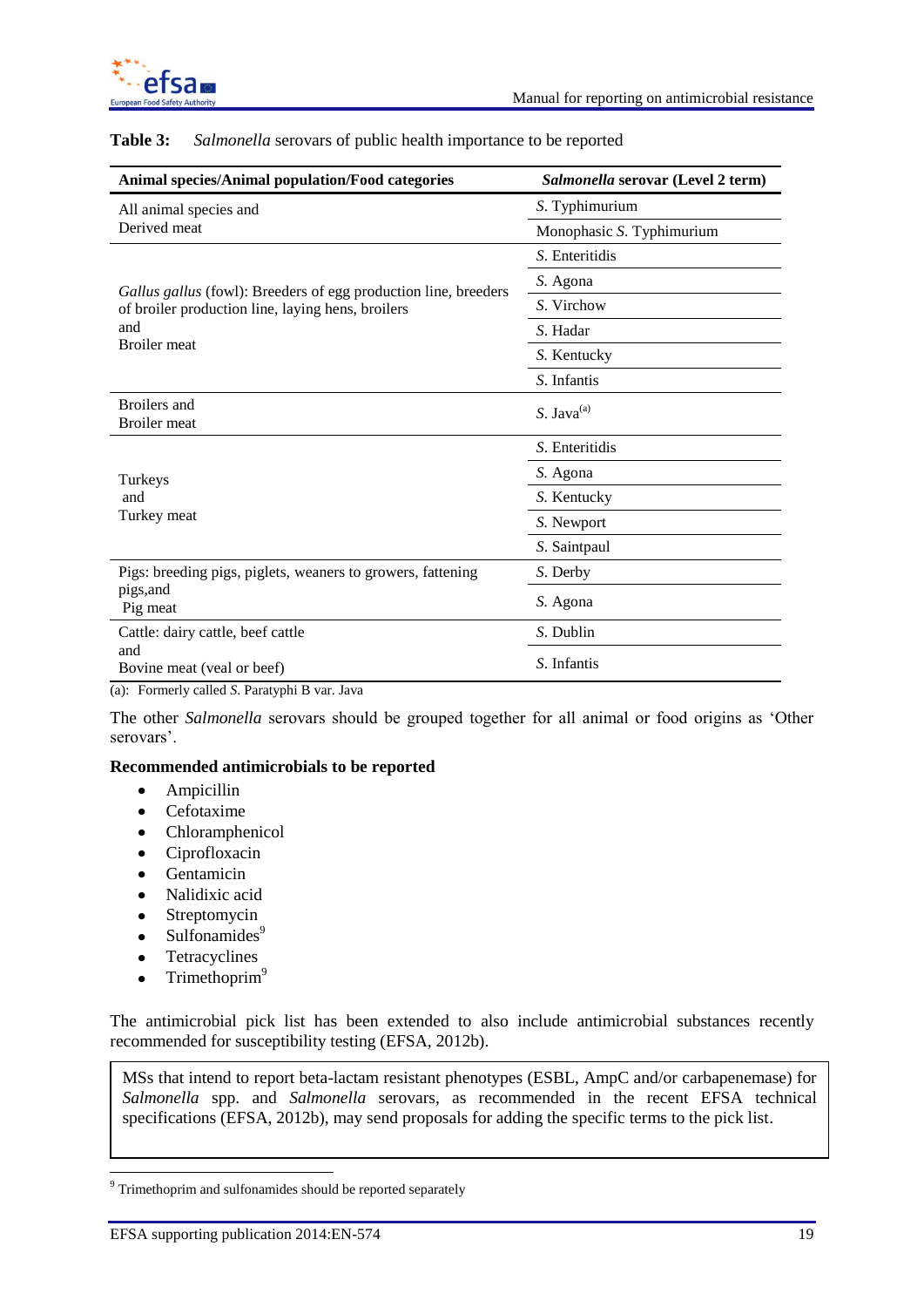**Table 3:** *Salmonella* serovars of public health importance to be reported

| Animal species/Animal population/Food categories | *Salmonella* serovar (Level 2 term) |
|---|---|
| All animal species and Derived meat | *S.* Typhimurium |
| | Monophasic *S.* Typhimurium |
| *Gallus gallus* (fowl): Breeders of egg production line, breeders of broiler production line, laying hens, broilers and Broiler meat | *S.* Enteritidis |
| | *S.* Agona |
| | *S.* Virchow |
| | *S.* Hadar |
| | *S.* Kentucky |
| | *S.* Infantis |
| Broilers and Broiler meat | *S.* Java[(a)] |
| Turkeys and Turkey meat | *S.* Enteritidis |
| | *S.* Agona |
| | *S.* Kentucky |
| | *S.* Newport |
| | *S.* Saintpaul |
| Pigs: breeding pigs, piglets, weaners to growers, fattening pigs,and Pig meat | *S.* Derby |
| | *S.* Agona |
| Cattle: dairy cattle, beef cattle and Bovine meat (veal or beef) | *S.* Dublin |
| | *S.* Infantis |

(a): Formerly called *S.* Paratyphi B var. Java

The other *Salmonella* serovars should be grouped together for all animal or food origins as 'Other serovars'.

**Recommended antimicrobials to be reported**

- Ampicillin
- Cefotaxime
- Chloramphenicol
- Ciprofloxacin
- Gentamicin
- Nalidixic acid
- Streptomycin
- Sulfonamides[9]
- Tetracyclines
- Trimethoprim[9]

The antimicrobial pick list has been extended to also include antimicrobial substances recently recommended for susceptibility testing (EFSA, 2012b).

> MSs that intend to report beta-lactam resistant phenotypes (ESBL, AmpC and/or carbapenemase) for *Salmonella* spp. and *Salmonella* serovars, as recommended in the recent EFSA technical specifications (EFSA, 2012b), may send proposals for adding the specific terms to the pick list.

[9] Trimethoprim and sulfonamides should be reported separately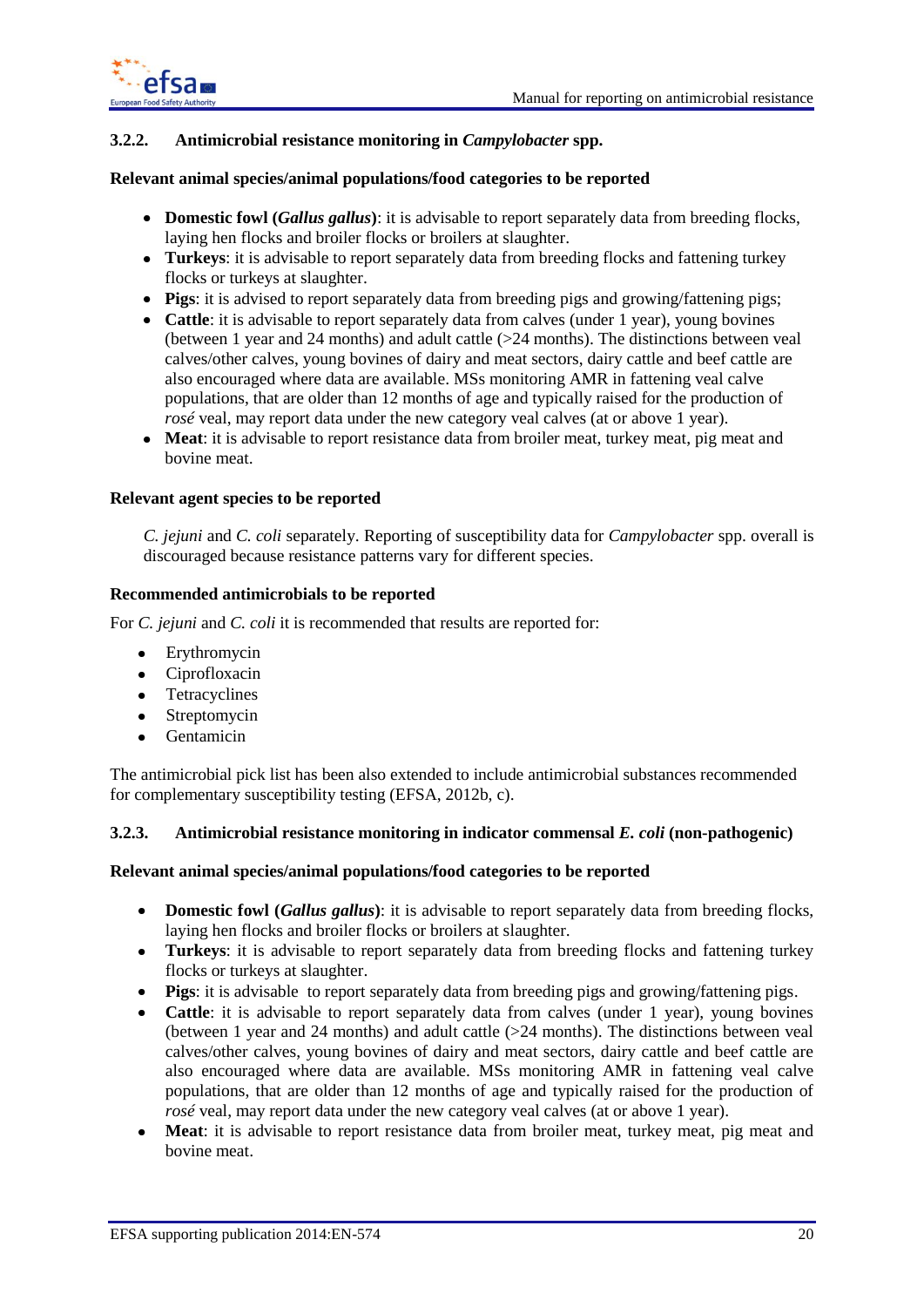### 3.2.2. Antimicrobial resistance monitoring in *Campylobacter* spp.

**Relevant animal species/animal populations/food categories to be reported**

- **Domestic fowl (*Gallus gallus*)**: it is advisable to report separately data from breeding flocks, laying hen flocks and broiler flocks or broilers at slaughter.
- **Turkeys**: it is advisable to report separately data from breeding flocks and fattening turkey flocks or turkeys at slaughter.
- **Pigs**: it is advised to report separately data from breeding pigs and growing/fattening pigs;
- **Cattle**: it is advisable to report separately data from calves (under 1 year), young bovines (between 1 year and 24 months) and adult cattle (>24 months). The distinctions between veal calves/other calves, young bovines of dairy and meat sectors, dairy cattle and beef cattle are also encouraged where data are available. MSs monitoring AMR in fattening veal calve populations, that are older than 12 months of age and typically raised for the production of *rosé* veal, may report data under the new category veal calves (at or above 1 year).
- **Meat**: it is advisable to report resistance data from broiler meat, turkey meat, pig meat and bovine meat.

**Relevant agent species to be reported**

*C. jejuni* and *C. coli* separately. Reporting of susceptibility data for *Campylobacter* spp. overall is discouraged because resistance patterns vary for different species.

**Recommended antimicrobials to be reported**

For *C. jejuni* and *C. coli* it is recommended that results are reported for:

- Erythromycin
- Ciprofloxacin
- Tetracyclines
- Streptomycin
- Gentamicin

The antimicrobial pick list has been also extended to include antimicrobial substances recommended for complementary susceptibility testing (EFSA, 2012b, c).

### 3.2.3. Antimicrobial resistance monitoring in indicator commensal *E. coli* (non-pathogenic)

**Relevant animal species/animal populations/food categories to be reported**

- **Domestic fowl (*Gallus gallus*)**: it is advisable to report separately data from breeding flocks, laying hen flocks and broiler flocks or broilers at slaughter.
- **Turkeys**: it is advisable to report separately data from breeding flocks and fattening turkey flocks or turkeys at slaughter.
- **Pigs**: it is advisable to report separately data from breeding pigs and growing/fattening pigs.
- **Cattle**: it is advisable to report separately data from calves (under 1 year), young bovines (between 1 year and 24 months) and adult cattle (>24 months). The distinctions between veal calves/other calves, young bovines of dairy and meat sectors, dairy cattle and beef cattle are also encouraged where data are available. MSs monitoring AMR in fattening veal calve populations, that are older than 12 months of age and typically raised for the production of *rosé* veal, may report data under the new category veal calves (at or above 1 year).
- **Meat**: it is advisable to report resistance data from broiler meat, turkey meat, pig meat and bovine meat.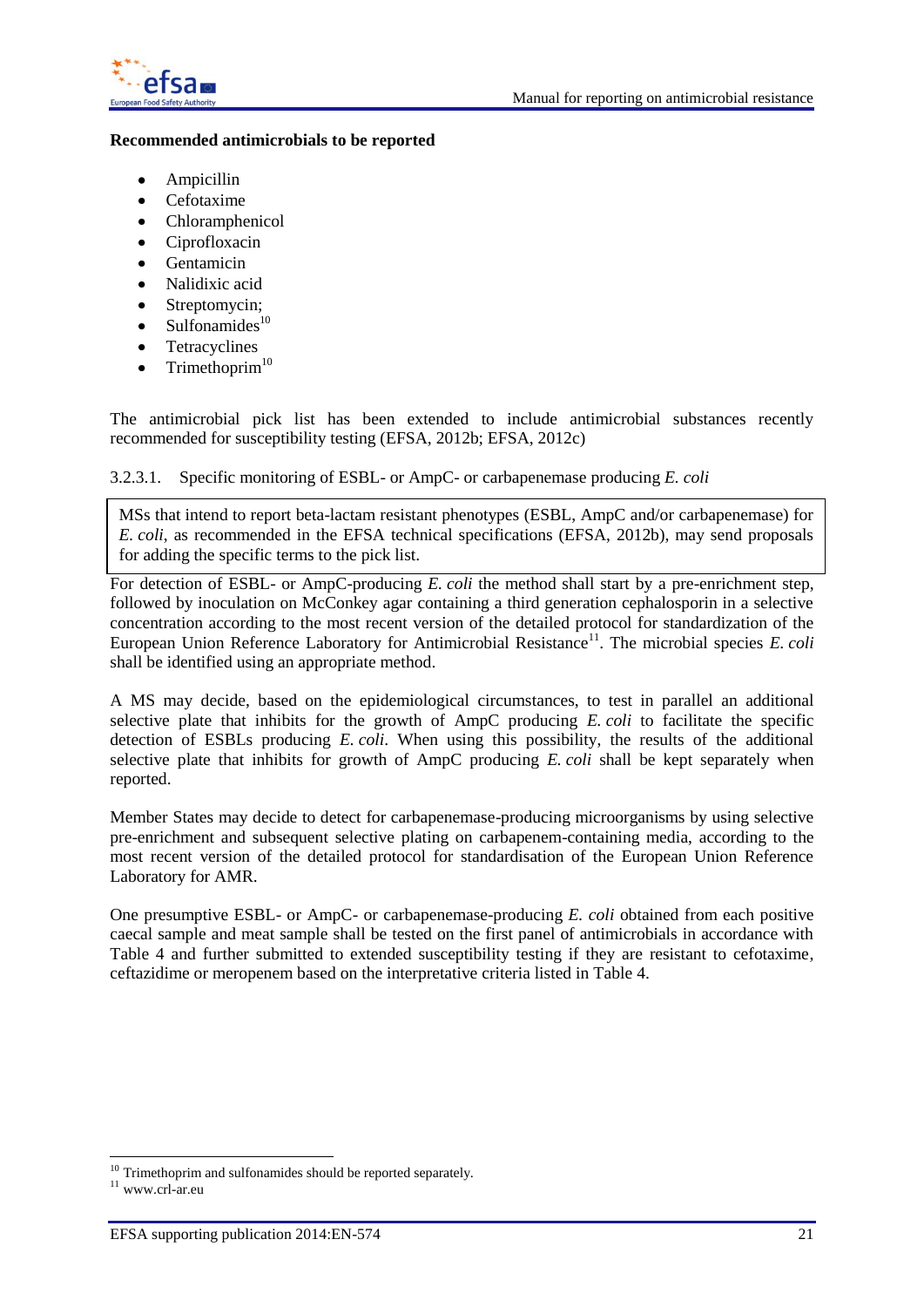**Recommended antimicrobials to be reported**

- Ampicillin
- Cefotaxime
- Chloramphenicol
- Ciprofloxacin
- Gentamicin
- Nalidixic acid
- Streptomycin;
- Sulfonamides[10]
- Tetracyclines
- Trimethoprim[10]

The antimicrobial pick list has been extended to include antimicrobial substances recently recommended for susceptibility testing (EFSA, 2012b; EFSA, 2012c)

3.2.3.1. Specific monitoring of ESBL- or AmpC- or carbapenemase producing *E. coli*

> MSs that intend to report beta-lactam resistant phenotypes (ESBL, AmpC and/or carbapenemase) for *E. coli*, as recommended in the EFSA technical specifications (EFSA, 2012b), may send proposals for adding the specific terms to the pick list.

For detection of ESBL- or AmpC-producing *E. coli* the method shall start by a pre-enrichment step, followed by inoculation on McConkey agar containing a third generation cephalosporin in a selective concentration according to the most recent version of the detailed protocol for standardization of the European Union Reference Laboratory for Antimicrobial Resistance[11]. The microbial species *E. coli* shall be identified using an appropriate method.

A MS may decide, based on the epidemiological circumstances, to test in parallel an additional selective plate that inhibits for the growth of AmpC producing *E. coli* to facilitate the specific detection of ESBLs producing *E. coli*. When using this possibility, the results of the additional selective plate that inhibits for growth of AmpC producing *E. coli* shall be kept separately when reported.

Member States may decide to detect for carbapenemase-producing microorganisms by using selective pre-enrichment and subsequent selective plating on carbapenem-containing media, according to the most recent version of the detailed protocol for standardisation of the European Union Reference Laboratory for AMR.

One presumptive ESBL- or AmpC- or carbapenemase-producing *E. coli* obtained from each positive caecal sample and meat sample shall be tested on the first panel of antimicrobials in accordance with Table 4 and further submitted to extended susceptibility testing if they are resistant to cefotaxime, ceftazidime or meropenem based on the interpretative criteria listed in Table 4.

---

[10] Trimethoprim and sulfonamides should be reported separately.

[11] www.crl-ar.eu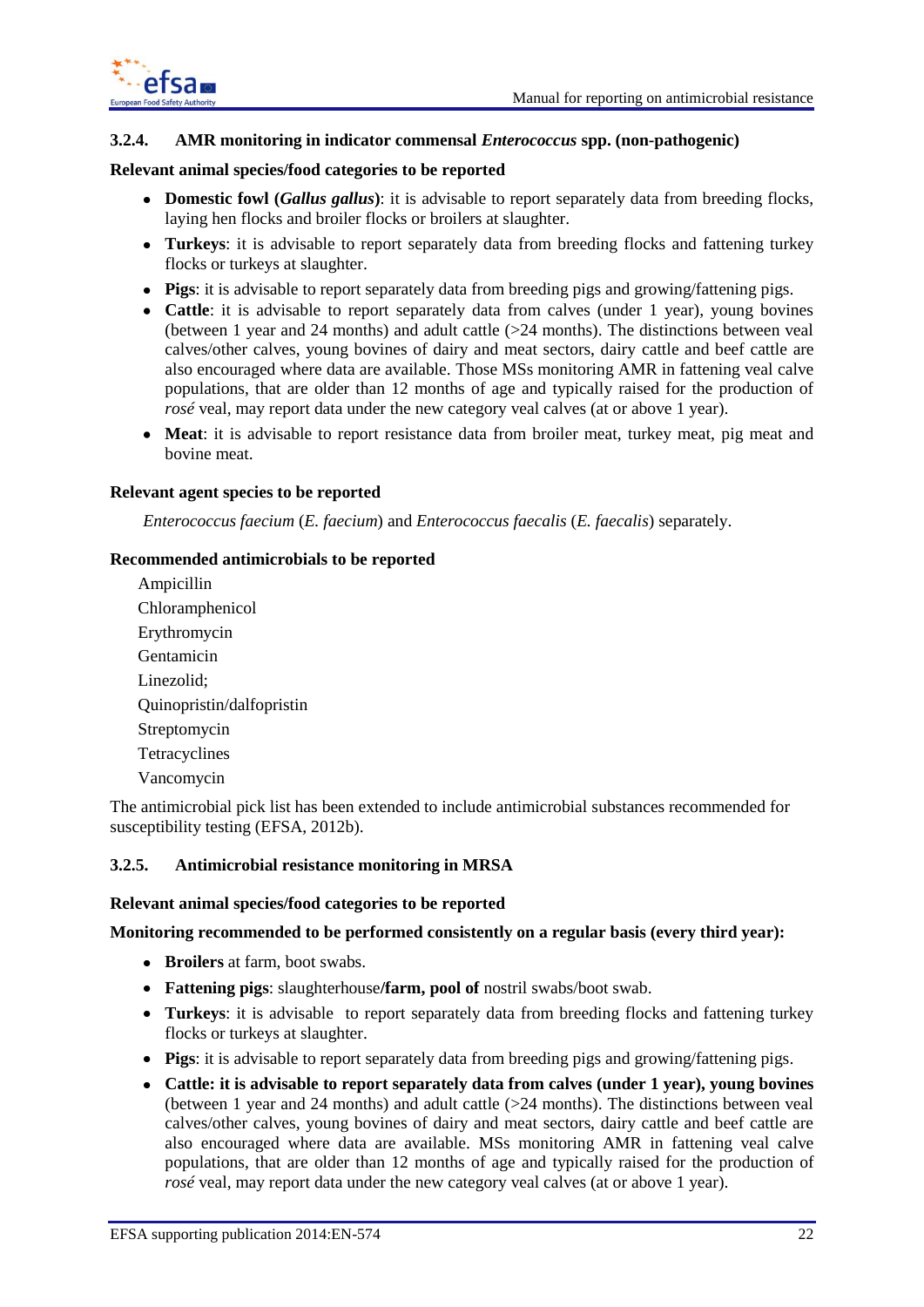### 3.2.4. AMR monitoring in indicator commensal *Enterococcus* spp. (non-pathogenic)

**Relevant animal species/food categories to be reported**

- **Domestic fowl (*Gallus gallus*)**: it is advisable to report separately data from breeding flocks, laying hen flocks and broiler flocks or broilers at slaughter.
- **Turkeys**: it is advisable to report separately data from breeding flocks and fattening turkey flocks or turkeys at slaughter.
- **Pigs**: it is advisable to report separately data from breeding pigs and growing/fattening pigs.
- **Cattle**: it is advisable to report separately data from calves (under 1 year), young bovines (between 1 year and 24 months) and adult cattle (>24 months). The distinctions between veal calves/other calves, young bovines of dairy and meat sectors, dairy cattle and beef cattle are also encouraged where data are available. Those MSs monitoring AMR in fattening veal calve populations, that are older than 12 months of age and typically raised for the production of *rosé* veal, may report data under the new category veal calves (at or above 1 year).
- **Meat**: it is advisable to report resistance data from broiler meat, turkey meat, pig meat and bovine meat.

**Relevant agent species to be reported**

*Enterococcus faecium* (*E. faecium*) and *Enterococcus faecalis* (*E. faecalis*) separately.

**Recommended antimicrobials to be reported**

Ampicillin
Chloramphenicol
Erythromycin
Gentamicin
Linezolid;
Quinopristin/dalfopristin
Streptomycin
Tetracyclines
Vancomycin

The antimicrobial pick list has been extended to include antimicrobial substances recommended for susceptibility testing (EFSA, 2012b).

### 3.2.5. Antimicrobial resistance monitoring in MRSA

**Relevant animal species/food categories to be reported**

**Monitoring recommended to be performed consistently on a regular basis (every third year):**

- **Broilers** at farm, boot swabs.
- **Fattening pigs**: slaughterhouse**/farm, pool of** nostril swabs/boot swab.
- **Turkeys**: it is advisable to report separately data from breeding flocks and fattening turkey flocks or turkeys at slaughter.
- **Pigs**: it is advisable to report separately data from breeding pigs and growing/fattening pigs.
- **Cattle: it is advisable to report separately data from calves (under 1 year), young bovines** (between 1 year and 24 months) and adult cattle (>24 months). The distinctions between veal calves/other calves, young bovines of dairy and meat sectors, dairy cattle and beef cattle are also encouraged where data are available. MSs monitoring AMR in fattening veal calve populations, that are older than 12 months of age and typically raised for the production of *rosé* veal, may report data under the new category veal calves (at or above 1 year).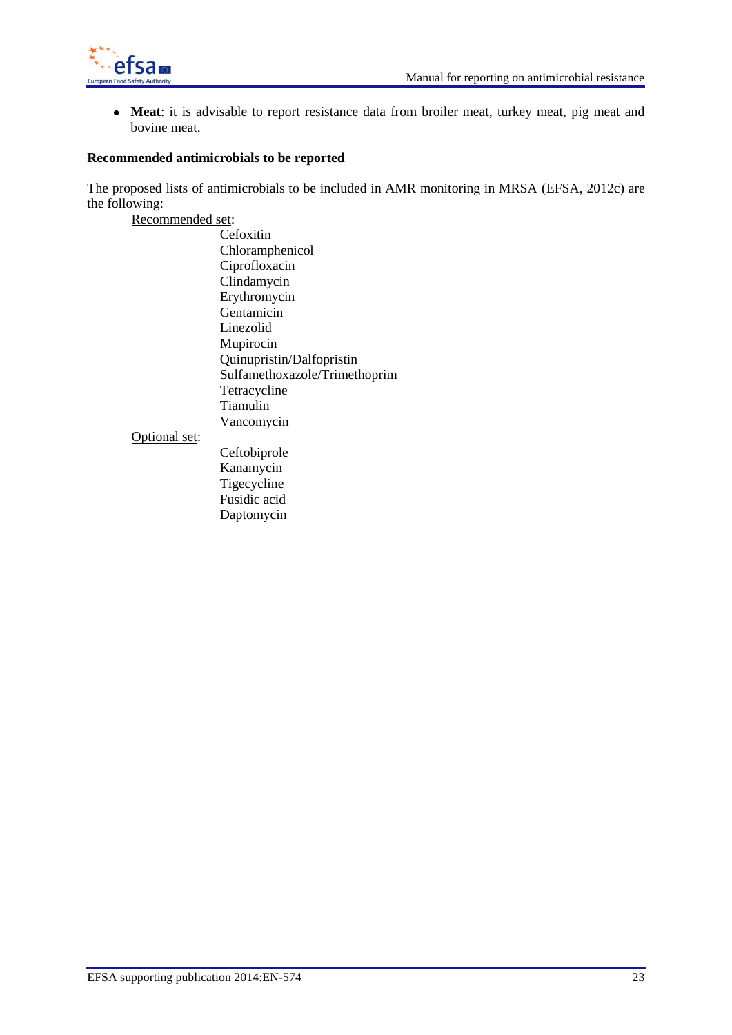- **Meat**: it is advisable to report resistance data from broiler meat, turkey meat, pig meat and bovine meat.

**Recommended antimicrobials to be reported**

The proposed lists of antimicrobials to be included in AMR monitoring in MRSA (EFSA, 2012c) are the following:

Recommended set:

- Cefoxitin
- Chloramphenicol
- Ciprofloxacin
- Clindamycin
- Erythromycin
- Gentamicin
- Linezolid
- Mupirocin
- Quinupristin/Dalfopristin
- Sulfamethoxazole/Trimethoprim
- Tetracycline
- Tiamulin
- Vancomycin

Optional set:

- Ceftobiprole
- Kanamycin
- Tigecycline
- Fusidic acid
- Daptomycin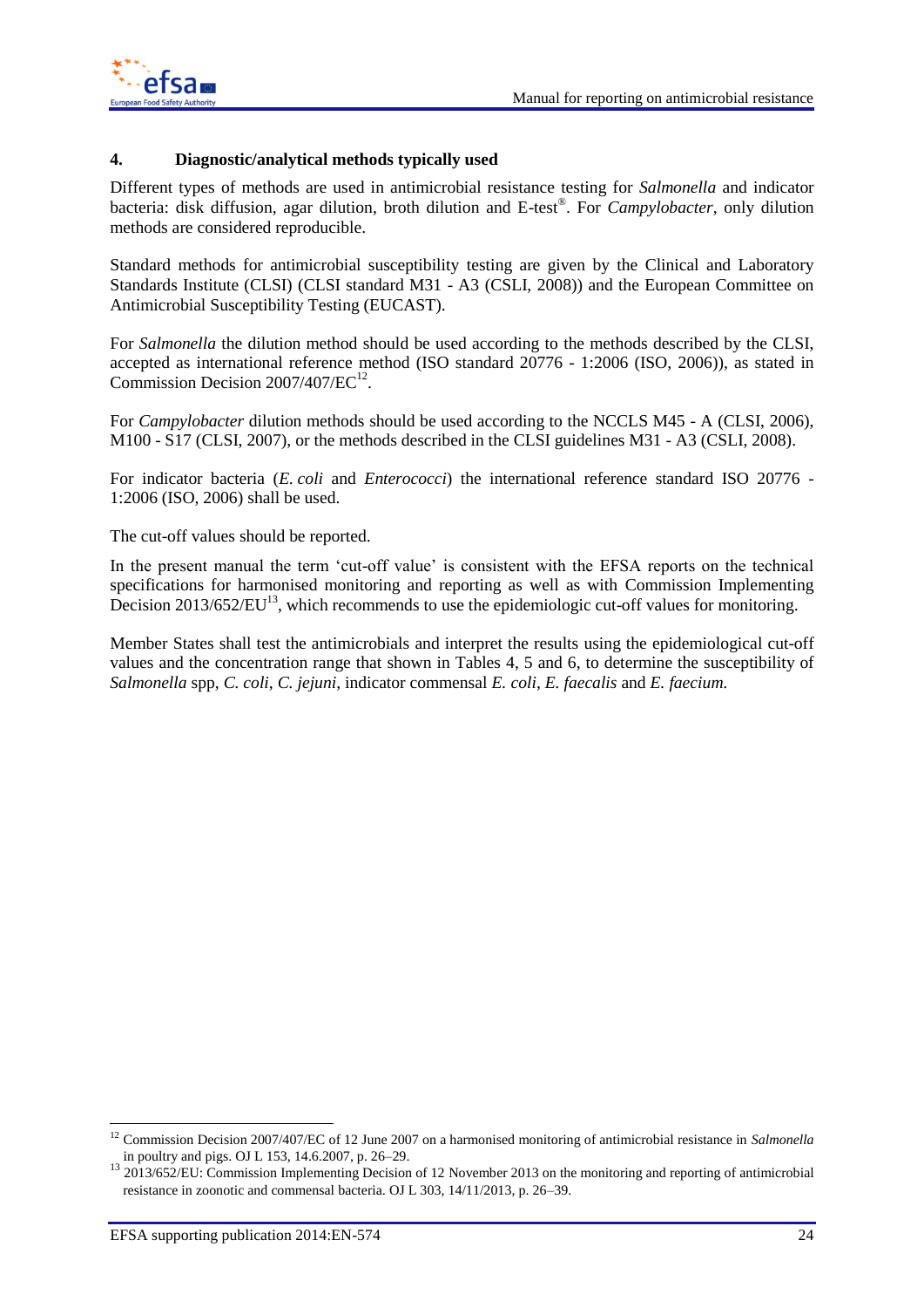## 4. Diagnostic/analytical methods typically used

Different types of methods are used in antimicrobial resistance testing for *Salmonella* and indicator bacteria: disk diffusion, agar dilution, broth dilution and E-test®. For *Campylobacter*, only dilution methods are considered reproducible.

Standard methods for antimicrobial susceptibility testing are given by the Clinical and Laboratory Standards Institute (CLSI) (CLSI standard M31 - A3 (CSLI, 2008)) and the European Committee on Antimicrobial Susceptibility Testing (EUCAST).

For *Salmonella* the dilution method should be used according to the methods described by the CLSI, accepted as international reference method (ISO standard 20776 - 1:2006 (ISO, 2006)), as stated in Commission Decision 2007/407/EC[12].

For *Campylobacter* dilution methods should be used according to the NCCLS M45 - A (CLSI, 2006), M100 - S17 (CLSI, 2007), or the methods described in the CLSI guidelines M31 - A3 (CSLI, 2008).

For indicator bacteria (*E. coli* and *Enterococci*) the international reference standard ISO 20776 - 1:2006 (ISO, 2006) shall be used.

The cut-off values should be reported.

In the present manual the term 'cut-off value' is consistent with the EFSA reports on the technical specifications for harmonised monitoring and reporting as well as with Commission Implementing Decision 2013/652/EU[13], which recommends to use the epidemiologic cut-off values for monitoring.

Member States shall test the antimicrobials and interpret the results using the epidemiological cut-off values and the concentration range that shown in Tables 4, 5 and 6, to determine the susceptibility of *Salmonella* spp, *C. coli*, *C. jejuni*, indicator commensal *E. coli*, *E. faecalis* and *E. faecium.*

---

[12] Commission Decision 2007/407/EC of 12 June 2007 on a harmonised monitoring of antimicrobial resistance in *Salmonella* in poultry and pigs. OJ L 153, 14.6.2007, p. 26–29.

[13] 2013/652/EU: Commission Implementing Decision of 12 November 2013 on the monitoring and reporting of antimicrobial resistance in zoonotic and commensal bacteria. OJ L 303, 14/11/2013, p. 26–39.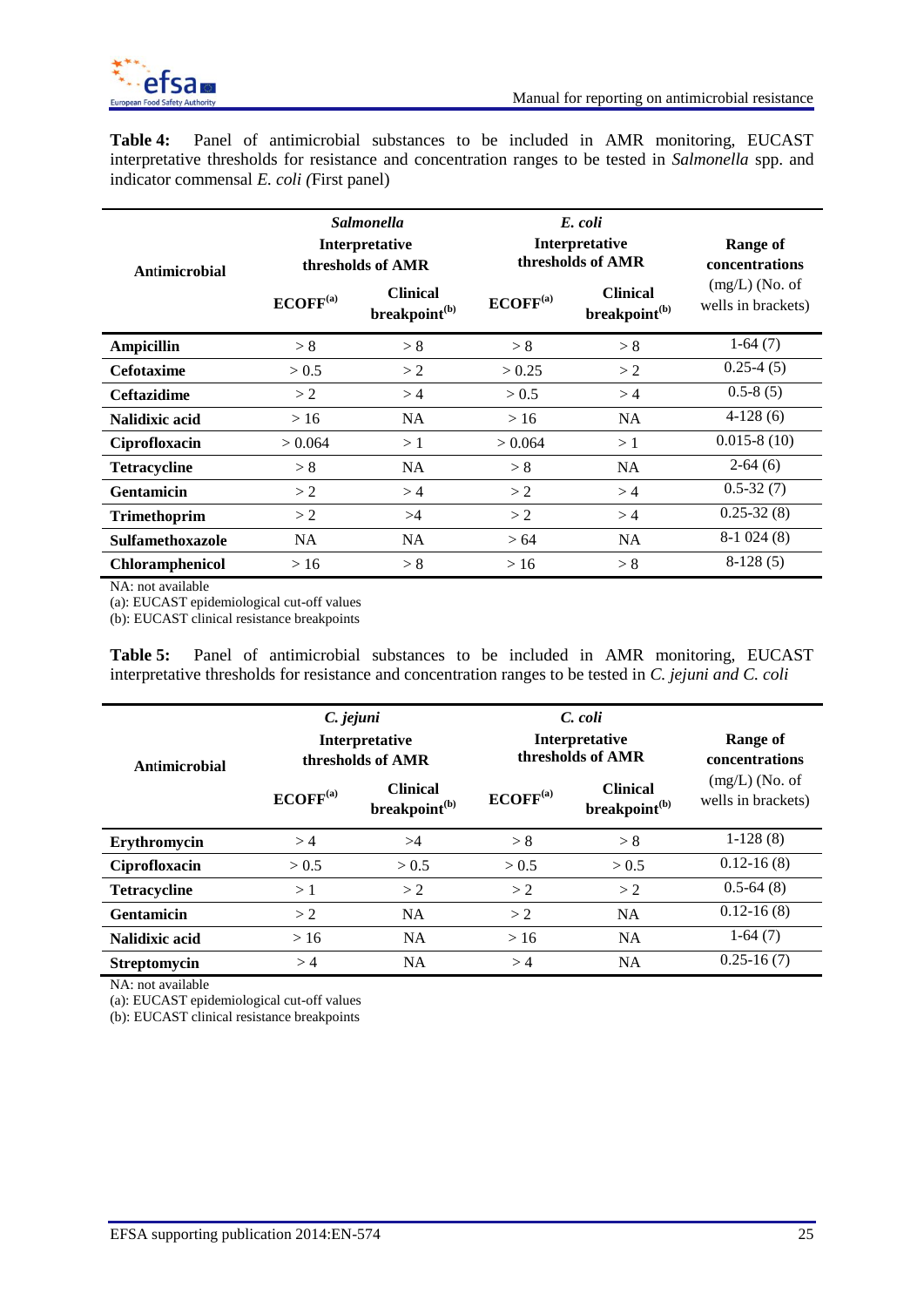**Table 4:** Panel of antimicrobial substances to be included in AMR monitoring, EUCAST interpretative thresholds for resistance and concentration ranges to be tested in *Salmonella* spp. and indicator commensal *E. coli (*First panel)

| Antimicrobial | *Salmonella* Interpretative thresholds of AMR | | *E. coli* Interpretative thresholds of AMR | | Range of concentrations (mg/L) (No. of wells in brackets) |
|---|---|---|---|---|---|
| | ECOFF[(a)] | Clinical breakpoint[(b)] | ECOFF[(a)] | Clinical breakpoint[(b)] | |
| **Ampicillin** | > 8 | > 8 | > 8 | > 8 | 1-64 (7) |
| **Cefotaxime** | > 0.5 | > 2 | > 0.25 | > 2 | 0.25-4 (5) |
| **Ceftazidime** | > 2 | > 4 | > 0.5 | > 4 | 0.5-8 (5) |
| **Nalidixic acid** | > 16 | NA | > 16 | NA | 4-128 (6) |
| **Ciprofloxacin** | > 0.064 | > 1 | > 0.064 | > 1 | 0.015-8 (10) |
| **Tetracycline** | > 8 | NA | > 8 | NA | 2-64 (6) |
| **Gentamicin** | > 2 | > 4 | > 2 | > 4 | 0.5-32 (7) |
| **Trimethoprim** | > 2 | >4 | > 2 | > 4 | 0.25-32 (8) |
| **Sulfamethoxazole** | NA | NA | > 64 | NA | 8-1 024 (8) |
| **Chloramphenicol** | > 16 | > 8 | > 16 | > 8 | 8-128 (5) |

NA: not available
(a): EUCAST epidemiological cut-off values
(b): EUCAST clinical resistance breakpoints

**Table 5:** Panel of antimicrobial substances to be included in AMR monitoring, EUCAST interpretative thresholds for resistance and concentration ranges to be tested in *C. jejuni and C. coli*

| Antimicrobial | *C. jejuni* Interpretative thresholds of AMR | | *C. coli* Interpretative thresholds of AMR | | Range of concentrations (mg/L) (No. of wells in brackets) |
|---|---|---|---|---|---|
| | ECOFF[(a)] | Clinical breakpoint[(b)] | ECOFF[(a)] | Clinical breakpoint[(b)] | |
| **Erythromycin** | > 4 | >4 | > 8 | > 8 | 1-128 (8) |
| **Ciprofloxacin** | > 0.5 | > 0.5 | > 0.5 | > 0.5 | 0.12-16 (8) |
| **Tetracycline** | > 1 | > 2 | > 2 | > 2 | 0.5-64 (8) |
| **Gentamicin** | > 2 | NA | > 2 | NA | 0.12-16 (8) |
| **Nalidixic acid** | > 16 | NA | > 16 | NA | 1-64 (7) |
| **Streptomycin** | > 4 | NA | > 4 | NA | 0.25-16 (7) |

NA: not available
(a): EUCAST epidemiological cut-off values
(b): EUCAST clinical resistance breakpoints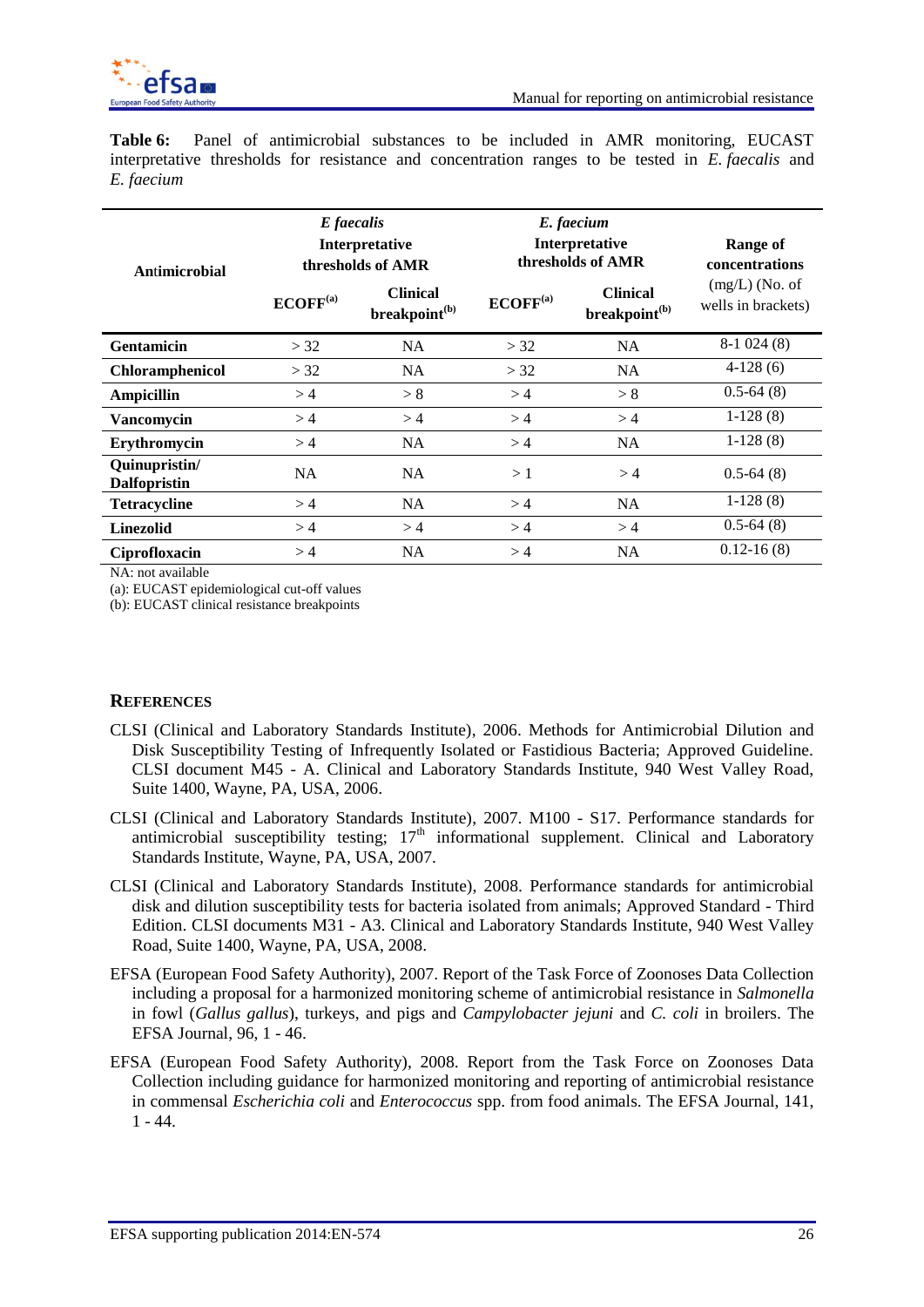**Table 6:** Panel of antimicrobial substances to be included in AMR monitoring, EUCAST interpretative thresholds for resistance and concentration ranges to be tested in *E. faecalis* and *E. faecium*

| Antimicrobial | *E faecalis* Interpretative thresholds of AMR | | *E. faecium* Interpretative thresholds of AMR | | Range of concentrations (mg/L) (No. of wells in brackets) |
|---|---|---|---|---|---|
| | ECOFF[(a)] | Clinical breakpoint[(b)] | ECOFF[(a)] | Clinical breakpoint[(b)] | |
| **Gentamicin** | > 32 | NA | > 32 | NA | 8-1 024 (8) |
| **Chloramphenicol** | > 32 | NA | > 32 | NA | 4-128 (6) |
| **Ampicillin** | > 4 | > 8 | > 4 | > 8 | 0.5-64 (8) |
| **Vancomycin** | > 4 | > 4 | > 4 | > 4 | 1-128 (8) |
| **Erythromycin** | > 4 | NA | > 4 | NA | 1-128 (8) |
| **Quinupristin/ Dalfopristin** | NA | NA | > 1 | > 4 | 0.5-64 (8) |
| **Tetracycline** | > 4 | NA | > 4 | NA | 1-128 (8) |
| **Linezolid** | > 4 | > 4 | > 4 | > 4 | 0.5-64 (8) |
| **Ciprofloxacin** | > 4 | NA | > 4 | NA | 0.12-16 (8) |

NA: not available

(a): EUCAST epidemiological cut-off values

(b): EUCAST clinical resistance breakpoints

## References

CLSI (Clinical and Laboratory Standards Institute), 2006. Methods for Antimicrobial Dilution and Disk Susceptibility Testing of Infrequently Isolated or Fastidious Bacteria; Approved Guideline. CLSI document M45 - A. Clinical and Laboratory Standards Institute, 940 West Valley Road, Suite 1400, Wayne, PA, USA, 2006.

CLSI (Clinical and Laboratory Standards Institute), 2007. M100 - S17. Performance standards for antimicrobial susceptibility testing; 17th informational supplement. Clinical and Laboratory Standards Institute, Wayne, PA, USA, 2007.

CLSI (Clinical and Laboratory Standards Institute), 2008. Performance standards for antimicrobial disk and dilution susceptibility tests for bacteria isolated from animals; Approved Standard - Third Edition. CLSI documents M31 - A3. Clinical and Laboratory Standards Institute, 940 West Valley Road, Suite 1400, Wayne, PA, USA, 2008.

EFSA (European Food Safety Authority), 2007. Report of the Task Force of Zoonoses Data Collection including a proposal for a harmonized monitoring scheme of antimicrobial resistance in *Salmonella* in fowl (*Gallus gallus*), turkeys, and pigs and *Campylobacter jejuni* and *C. coli* in broilers. The EFSA Journal, 96, 1 - 46.

EFSA (European Food Safety Authority), 2008. Report from the Task Force on Zoonoses Data Collection including guidance for harmonized monitoring and reporting of antimicrobial resistance in commensal *Escherichia coli* and *Enterococcus* spp. from food animals. The EFSA Journal, 141, 1 - 44.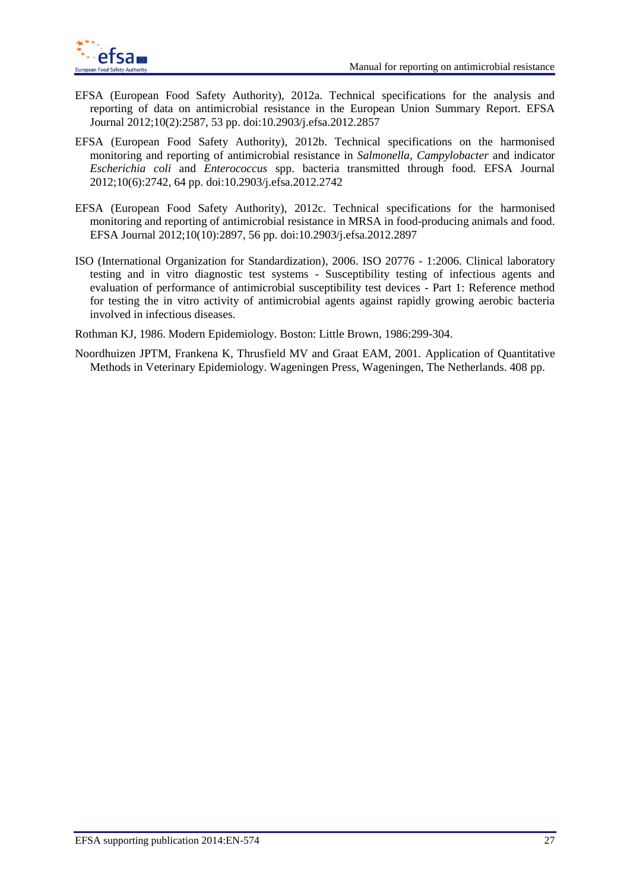EFSA (European Food Safety Authority), 2012a. Technical specifications for the analysis and reporting of data on antimicrobial resistance in the European Union Summary Report. EFSA Journal 2012;10(2):2587, 53 pp. doi:10.2903/j.efsa.2012.2857

EFSA (European Food Safety Authority), 2012b. Technical specifications on the harmonised monitoring and reporting of antimicrobial resistance in *Salmonella*, *Campylobacter* and indicator *Escherichia coli* and *Enterococcus* spp. bacteria transmitted through food. EFSA Journal 2012;10(6):2742, 64 pp. doi:10.2903/j.efsa.2012.2742

EFSA (European Food Safety Authority), 2012c. Technical specifications for the harmonised monitoring and reporting of antimicrobial resistance in MRSA in food-producing animals and food. EFSA Journal 2012;10(10):2897, 56 pp. doi:10.2903/j.efsa.2012.2897

ISO (International Organization for Standardization), 2006. ISO 20776 - 1:2006. Clinical laboratory testing and in vitro diagnostic test systems - Susceptibility testing of infectious agents and evaluation of performance of antimicrobial susceptibility test devices - Part 1: Reference method for testing the in vitro activity of antimicrobial agents against rapidly growing aerobic bacteria involved in infectious diseases.

Rothman KJ, 1986. Modern Epidemiology. Boston: Little Brown, 1986:299-304.

Noordhuizen JPTM, Frankena K, Thrusfield MV and Graat EAM, 2001. Application of Quantitative Methods in Veterinary Epidemiology. Wageningen Press, Wageningen, The Netherlands. 408 pp.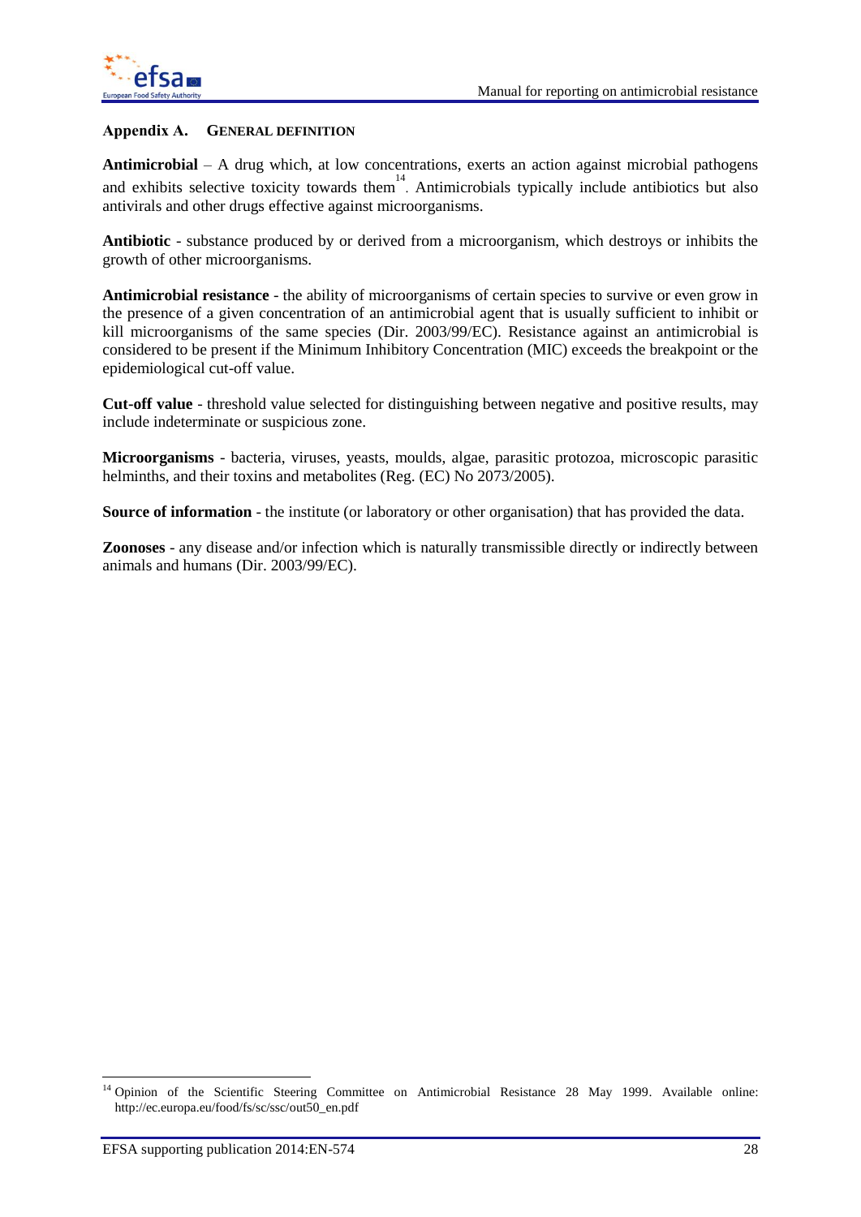## Appendix A. General definition

**Antimicrobial** – A drug which, at low concentrations, exerts an action against microbial pathogens and exhibits selective toxicity towards them[14]. Antimicrobials typically include antibiotics but also antivirals and other drugs effective against microorganisms.

**Antibiotic** - substance produced by or derived from a microorganism, which destroys or inhibits the growth of other microorganisms.

**Antimicrobial resistance** - the ability of microorganisms of certain species to survive or even grow in the presence of a given concentration of an antimicrobial agent that is usually sufficient to inhibit or kill microorganisms of the same species (Dir. 2003/99/EC). Resistance against an antimicrobial is considered to be present if the Minimum Inhibitory Concentration (MIC) exceeds the breakpoint or the epidemiological cut-off value.

**Cut-off value** - threshold value selected for distinguishing between negative and positive results, may include indeterminate or suspicious zone.

**Microorganisms** - bacteria, viruses, yeasts, moulds, algae, parasitic protozoa, microscopic parasitic helminths, and their toxins and metabolites (Reg. (EC) No 2073/2005).

**Source of information** - the institute (or laboratory or other organisation) that has provided the data.

**Zoonoses** - any disease and/or infection which is naturally transmissible directly or indirectly between animals and humans (Dir. 2003/99/EC).

[14] Opinion of the Scientific Steering Committee on Antimicrobial Resistance 28 May 1999. Available online: http://ec.europa.eu/food/fs/sc/ssc/out50_en.pdf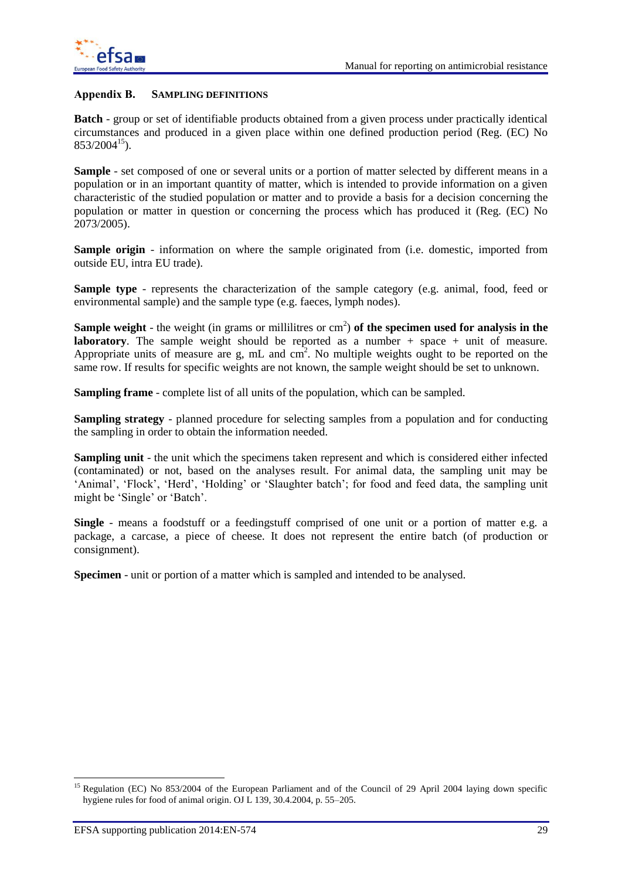## Appendix B. SAMPLING DEFINITIONS

**Batch** - group or set of identifiable products obtained from a given process under practically identical circumstances and produced in a given place within one defined production period (Reg. (EC) No 853/2004[15]).

**Sample** - set composed of one or several units or a portion of matter selected by different means in a population or in an important quantity of matter, which is intended to provide information on a given characteristic of the studied population or matter and to provide a basis for a decision concerning the population or matter in question or concerning the process which has produced it (Reg. (EC) No 2073/2005).

**Sample origin** - information on where the sample originated from (i.e. domestic, imported from outside EU, intra EU trade).

**Sample type** - represents the characterization of the sample category (e.g. animal, food, feed or environmental sample) and the sample type (e.g. faeces, lymph nodes).

**Sample weight** - the weight (in grams or millilitres or $cm^2$) **of the specimen used for analysis in the laboratory**. The sample weight should be reported as a number + space + unit of measure. Appropriate units of measure are g, mL and $cm^2$. No multiple weights ought to be reported on the same row. If results for specific weights are not known, the sample weight should be set to unknown.

**Sampling frame** - complete list of all units of the population, which can be sampled.

**Sampling strategy** - planned procedure for selecting samples from a population and for conducting the sampling in order to obtain the information needed.

**Sampling unit** - the unit which the specimens taken represent and which is considered either infected (contaminated) or not, based on the analyses result. For animal data, the sampling unit may be 'Animal', 'Flock', 'Herd', 'Holding' or 'Slaughter batch'; for food and feed data, the sampling unit might be 'Single' or 'Batch'.

**Single** - means a foodstuff or a feedingstuff comprised of one unit or a portion of matter e.g. a package, a carcase, a piece of cheese. It does not represent the entire batch (of production or consignment).

**Specimen** - unit or portion of a matter which is sampled and intended to be analysed.

[15] Regulation (EC) No 853/2004 of the European Parliament and of the Council of 29 April 2004 laying down specific hygiene rules for food of animal origin. OJ L 139, 30.4.2004, p. 55–205.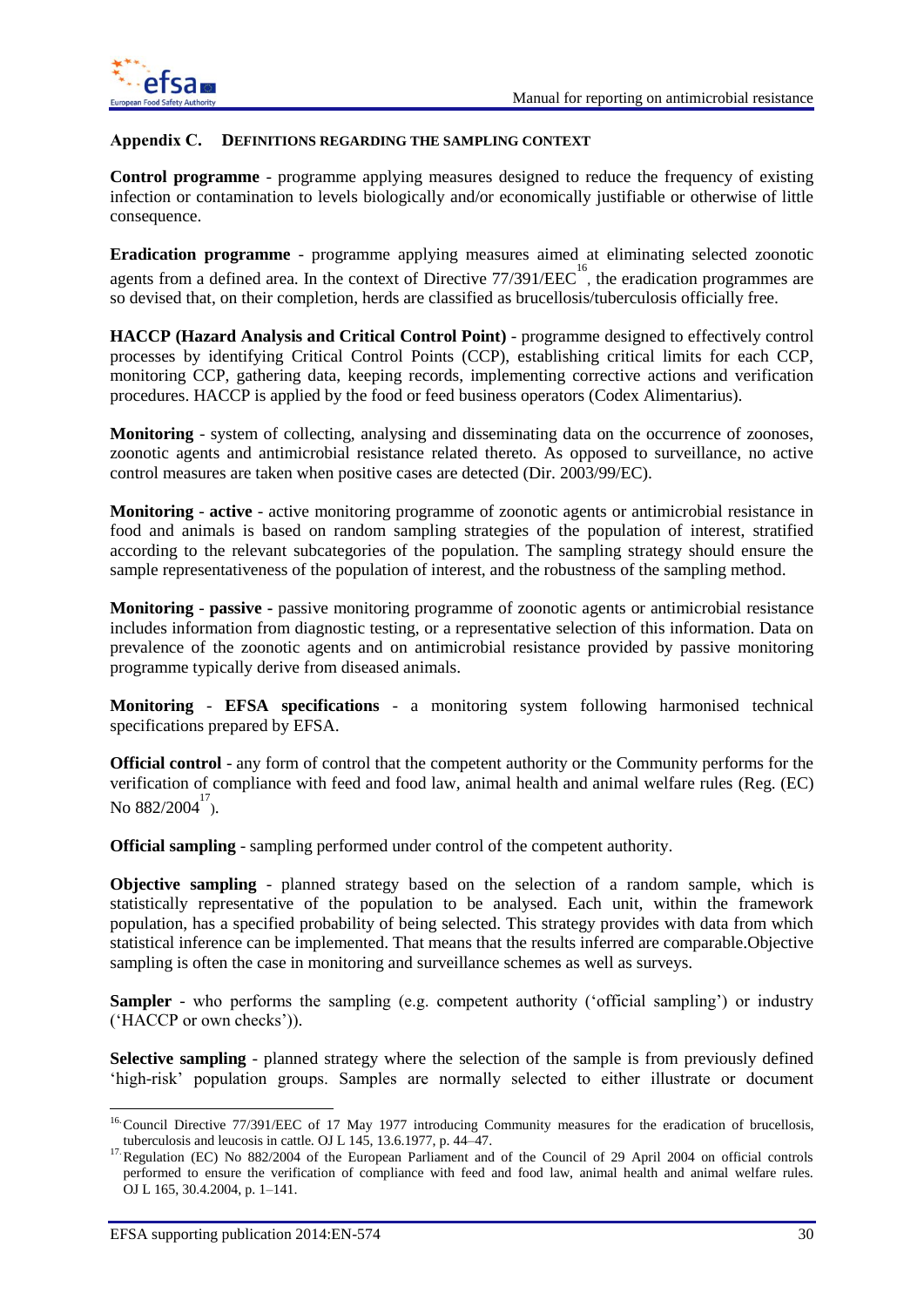## Appendix C. DEFINITIONS REGARDING THE SAMPLING CONTEXT

**Control programme** - programme applying measures designed to reduce the frequency of existing infection or contamination to levels biologically and/or economically justifiable or otherwise of little consequence.

**Eradication programme** - programme applying measures aimed at eliminating selected zoonotic agents from a defined area. In the context of Directive 77/391/EEC[16], the eradication programmes are so devised that, on their completion, herds are classified as brucellosis/tuberculosis officially free.

**HACCP (Hazard Analysis and Critical Control Point)** - programme designed to effectively control processes by identifying Critical Control Points (CCP), establishing critical limits for each CCP, monitoring CCP, gathering data, keeping records, implementing corrective actions and verification procedures. HACCP is applied by the food or feed business operators (Codex Alimentarius).

**Monitoring** - system of collecting, analysing and disseminating data on the occurrence of zoonoses, zoonotic agents and antimicrobial resistance related thereto. As opposed to surveillance, no active control measures are taken when positive cases are detected (Dir. 2003/99/EC).

**Monitoring** - **active** - active monitoring programme of zoonotic agents or antimicrobial resistance in food and animals is based on random sampling strategies of the population of interest, stratified according to the relevant subcategories of the population. The sampling strategy should ensure the sample representativeness of the population of interest, and the robustness of the sampling method.

**Monitoring** - **passive** - passive monitoring programme of zoonotic agents or antimicrobial resistance includes information from diagnostic testing, or a representative selection of this information. Data on prevalence of the zoonotic agents and on antimicrobial resistance provided by passive monitoring programme typically derive from diseased animals.

**Monitoring** - **EFSA specifications** - a monitoring system following harmonised technical specifications prepared by EFSA.

**Official control** - any form of control that the competent authority or the Community performs for the verification of compliance with feed and food law, animal health and animal welfare rules (Reg. (EC) No 882/2004[17]).

**Official sampling** - sampling performed under control of the competent authority.

**Objective sampling** - planned strategy based on the selection of a random sample, which is statistically representative of the population to be analysed. Each unit, within the framework population, has a specified probability of being selected. This strategy provides with data from which statistical inference can be implemented. That means that the results inferred are comparable.Objective sampling is often the case in monitoring and surveillance schemes as well as surveys.

**Sampler** - who performs the sampling (e.g. competent authority ('official sampling') or industry ('HACCP or own checks')).

**Selective sampling** - planned strategy where the selection of the sample is from previously defined 'high-risk' population groups. Samples are normally selected to either illustrate or document

---

[16] Council Directive 77/391/EEC of 17 May 1977 introducing Community measures for the eradication of brucellosis, tuberculosis and leucosis in cattle. OJ L 145, 13.6.1977, p. 44–47.

[17] Regulation (EC) No 882/2004 of the European Parliament and of the Council of 29 April 2004 on official controls performed to ensure the verification of compliance with feed and food law, animal health and animal welfare rules. OJ L 165, 30.4.2004, p. 1–141.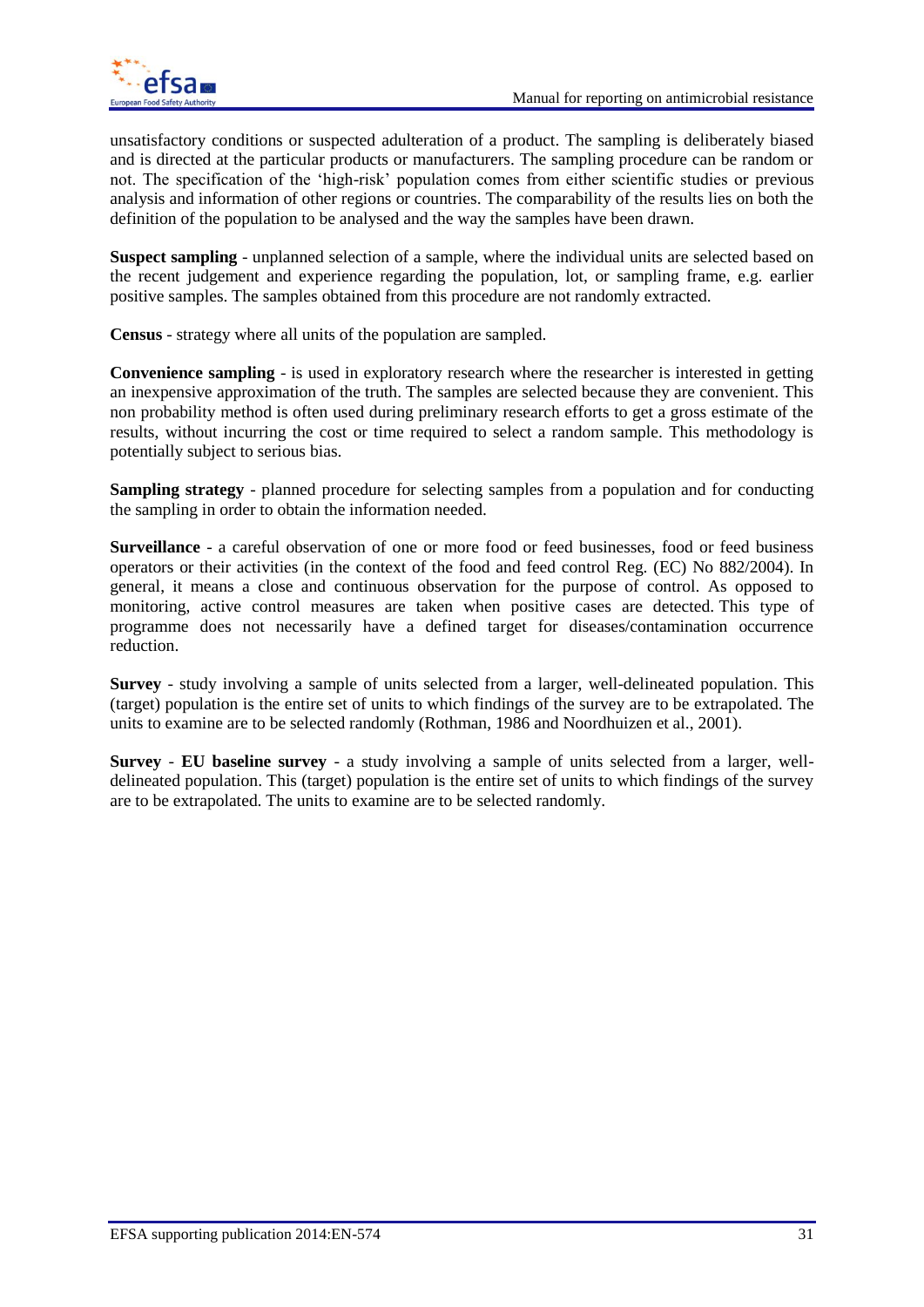unsatisfactory conditions or suspected adulteration of a product. The sampling is deliberately biased and is directed at the particular products or manufacturers. The sampling procedure can be random or not. The specification of the 'high-risk' population comes from either scientific studies or previous analysis and information of other regions or countries. The comparability of the results lies on both the definition of the population to be analysed and the way the samples have been drawn.

**Suspect sampling** - unplanned selection of a sample, where the individual units are selected based on the recent judgement and experience regarding the population, lot, or sampling frame, e.g. earlier positive samples. The samples obtained from this procedure are not randomly extracted.

**Census** - strategy where all units of the population are sampled.

**Convenience sampling** - is used in exploratory research where the researcher is interested in getting an inexpensive approximation of the truth. The samples are selected because they are convenient. This non probability method is often used during preliminary research efforts to get a gross estimate of the results, without incurring the cost or time required to select a random sample. This methodology is potentially subject to serious bias.

**Sampling strategy** - planned procedure for selecting samples from a population and for conducting the sampling in order to obtain the information needed.

**Surveillance** - a careful observation of one or more food or feed businesses, food or feed business operators or their activities (in the context of the food and feed control Reg. (EC) No 882/2004). In general, it means a close and continuous observation for the purpose of control. As opposed to monitoring, active control measures are taken when positive cases are detected. This type of programme does not necessarily have a defined target for diseases/contamination occurrence reduction.

**Survey** - study involving a sample of units selected from a larger, well-delineated population. This (target) population is the entire set of units to which findings of the survey are to be extrapolated. The units to examine are to be selected randomly (Rothman, 1986 and Noordhuizen et al., 2001).

**Survey** - **EU baseline survey** - a study involving a sample of units selected from a larger, well-delineated population. This (target) population is the entire set of units to which findings of the survey are to be extrapolated. The units to examine are to be selected randomly.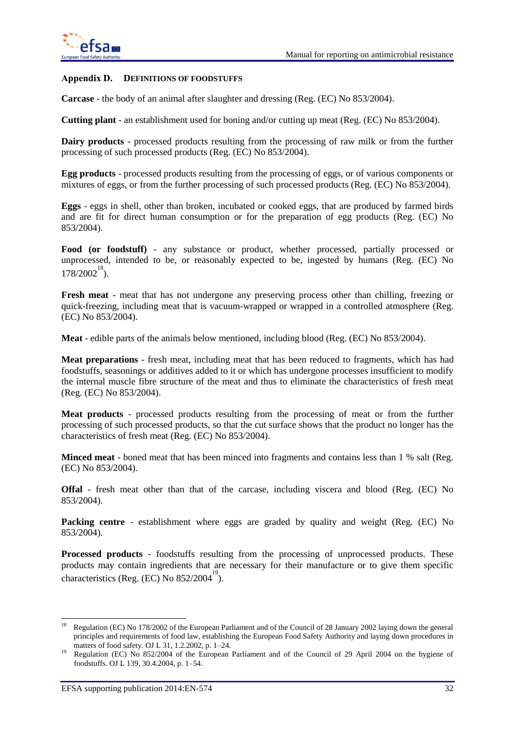## Appendix D. DEFINITIONS OF FOODSTUFFS

**Carcase** - the body of an animal after slaughter and dressing (Reg. (EC) No 853/2004).

**Cutting plant** - an establishment used for boning and/or cutting up meat (Reg. (EC) No 853/2004).

**Dairy products** - processed products resulting from the processing of raw milk or from the further processing of such processed products (Reg. (EC) No 853/2004).

**Egg products** - processed products resulting from the processing of eggs, or of various components or mixtures of eggs, or from the further processing of such processed products (Reg. (EC) No 853/2004).

**Eggs** - eggs in shell, other than broken, incubated or cooked eggs, that are produced by farmed birds and are fit for direct human consumption or for the preparation of egg products (Reg. (EC) No 853/2004).

**Food (or foodstuff)** - any substance or product, whether processed, partially processed or unprocessed, intended to be, or reasonably expected to be, ingested by humans (Reg. (EC) No 178/2002[18]).

**Fresh meat** - meat that has not undergone any preserving process other than chilling, freezing or quick-freezing, including meat that is vacuum-wrapped or wrapped in a controlled atmosphere (Reg. (EC) No 853/2004).

**Meat** - edible parts of the animals below mentioned, including blood (Reg. (EC) No 853/2004).

**Meat preparations** - fresh meat, including meat that has been reduced to fragments, which has had foodstuffs, seasonings or additives added to it or which has undergone processes insufficient to modify the internal muscle fibre structure of the meat and thus to eliminate the characteristics of fresh meat (Reg. (EC) No 853/2004).

**Meat products** - processed products resulting from the processing of meat or from the further processing of such processed products, so that the cut surface shows that the product no longer has the characteristics of fresh meat (Reg. (EC) No 853/2004).

**Minced meat** - boned meat that has been minced into fragments and contains less than 1 % salt (Reg. (EC) No 853/2004).

**Offal** - fresh meat other than that of the carcase, including viscera and blood (Reg. (EC) No 853/2004).

**Packing centre** - establishment where eggs are graded by quality and weight (Reg. (EC) No 853/2004).

**Processed products** - foodstuffs resulting from the processing of unprocessed products. These products may contain ingredients that are necessary for their manufacture or to give them specific characteristics (Reg. (EC) No 852/2004[19]).

---

[18] Regulation (EC) No 178/2002 of the European Parliament and of the Council of 28 January 2002 laying down the general principles and requirements of food law, establishing the European Food Safety Authority and laying down procedures in matters of food safety. OJ L 31, 1.2.2002, p. 1–24.

[19] Regulation (EC) No 852/2004 of the European Parliament and of the Council of 29 April 2004 on the hygiene of foodstuffs. OJ L 139, 30.4.2004, p. 1–54.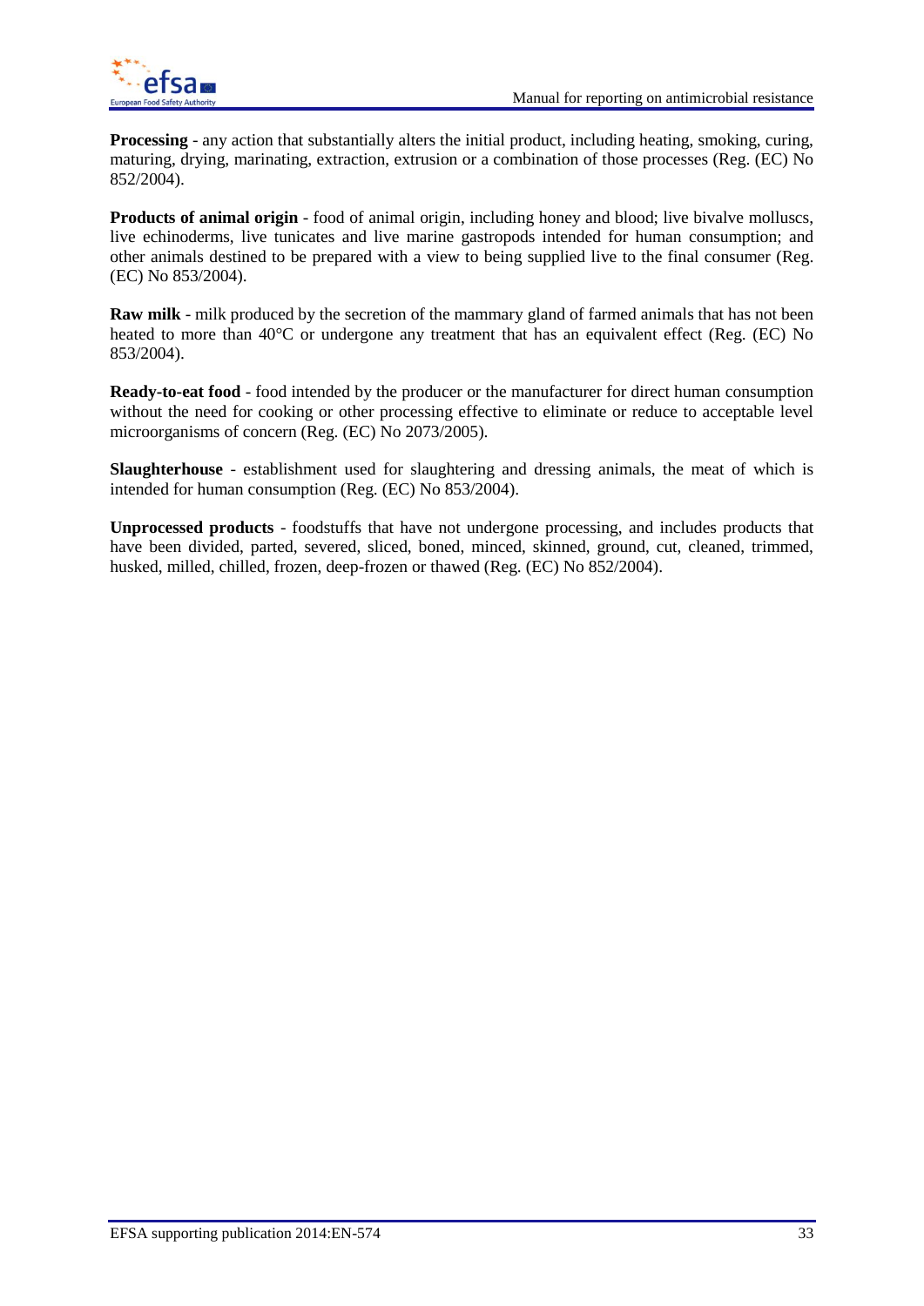**Processing** - any action that substantially alters the initial product, including heating, smoking, curing, maturing, drying, marinating, extraction, extrusion or a combination of those processes (Reg. (EC) No 852/2004).

**Products of animal origin** - food of animal origin, including honey and blood; live bivalve molluscs, live echinoderms, live tunicates and live marine gastropods intended for human consumption; and other animals destined to be prepared with a view to being supplied live to the final consumer (Reg. (EC) No 853/2004).

**Raw milk** - milk produced by the secretion of the mammary gland of farmed animals that has not been heated to more than 40°C or undergone any treatment that has an equivalent effect (Reg. (EC) No 853/2004).

**Ready-to-eat food** - food intended by the producer or the manufacturer for direct human consumption without the need for cooking or other processing effective to eliminate or reduce to acceptable level microorganisms of concern (Reg. (EC) No 2073/2005).

**Slaughterhouse** - establishment used for slaughtering and dressing animals, the meat of which is intended for human consumption (Reg. (EC) No 853/2004).

**Unprocessed products** - foodstuffs that have not undergone processing, and includes products that have been divided, parted, severed, sliced, boned, minced, skinned, ground, cut, cleaned, trimmed, husked, milled, chilled, frozen, deep-frozen or thawed (Reg. (EC) No 852/2004).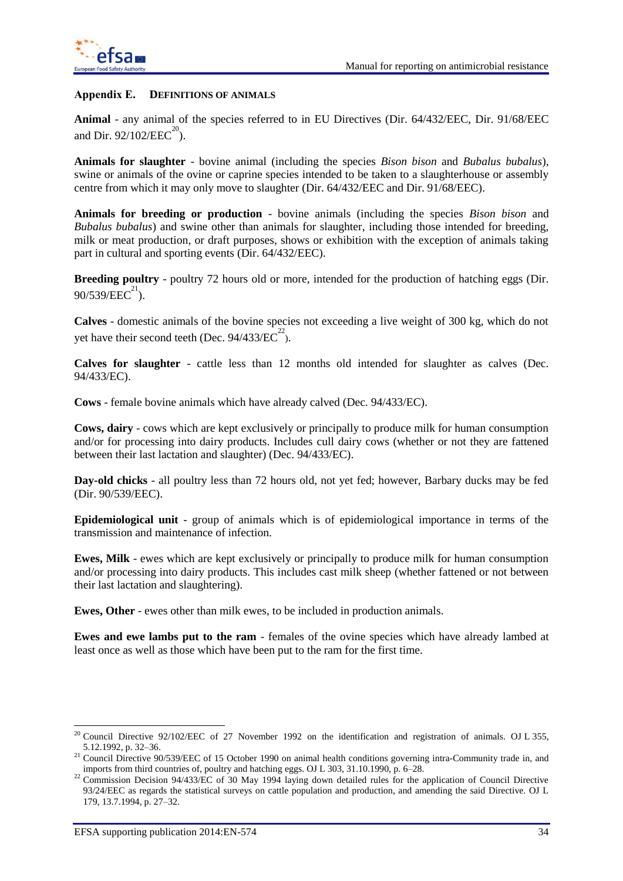## Appendix E. DEFINITIONS OF ANIMALS

**Animal** - any animal of the species referred to in EU Directives (Dir. 64/432/EEC, Dir. 91/68/EEC and Dir. 92/102/EEC[20]).

**Animals for slaughter** - bovine animal (including the species *Bison bison* and *Bubalus bubalus*), swine or animals of the ovine or caprine species intended to be taken to a slaughterhouse or assembly centre from which it may only move to slaughter (Dir. 64/432/EEC and Dir. 91/68/EEC).

**Animals for breeding or production** - bovine animals (including the species *Bison bison* and *Bubalus bubalus*) and swine other than animals for slaughter, including those intended for breeding, milk or meat production, or draft purposes, shows or exhibition with the exception of animals taking part in cultural and sporting events (Dir. 64/432/EEC).

**Breeding poultry** - poultry 72 hours old or more, intended for the production of hatching eggs (Dir. 90/539/EEC[21]).

**Calves** - domestic animals of the bovine species not exceeding a live weight of 300 kg, which do not yet have their second teeth (Dec. 94/433/EC[22]).

**Calves for slaughter** - cattle less than 12 months old intended for slaughter as calves (Dec. 94/433/EC).

**Cows** - female bovine animals which have already calved (Dec. 94/433/EC).

**Cows, dairy** - cows which are kept exclusively or principally to produce milk for human consumption and/or for processing into dairy products. Includes cull dairy cows (whether or not they are fattened between their last lactation and slaughter) (Dec. 94/433/EC).

**Day-old chicks** - all poultry less than 72 hours old, not yet fed; however, Barbary ducks may be fed (Dir. 90/539/EEC).

**Epidemiological unit** - group of animals which is of epidemiological importance in terms of the transmission and maintenance of infection.

**Ewes, Milk** - ewes which are kept exclusively or principally to produce milk for human consumption and/or processing into dairy products. This includes cast milk sheep (whether fattened or not between their last lactation and slaughtering).

**Ewes, Other** - ewes other than milk ewes, to be included in production animals.

**Ewes and ewe lambs put to the ram** - females of the ovine species which have already lambed at least once as well as those which have been put to the ram for the first time.

---

[20] Council Directive 92/102/EEC of 27 November 1992 on the identification and registration of animals. OJ L 355, 5.12.1992, p. 32–36.

[21] Council Directive 90/539/EEC of 15 October 1990 on animal health conditions governing intra-Community trade in, and imports from third countries of, poultry and hatching eggs. OJ L 303, 31.10.1990, p. 6–28.

[22] Commission Decision 94/433/EC of 30 May 1994 laying down detailed rules for the application of Council Directive 93/24/EEC as regards the statistical surveys on cattle population and production, and amending the said Directive. OJ L 179, 13.7.1994, p. 27–32.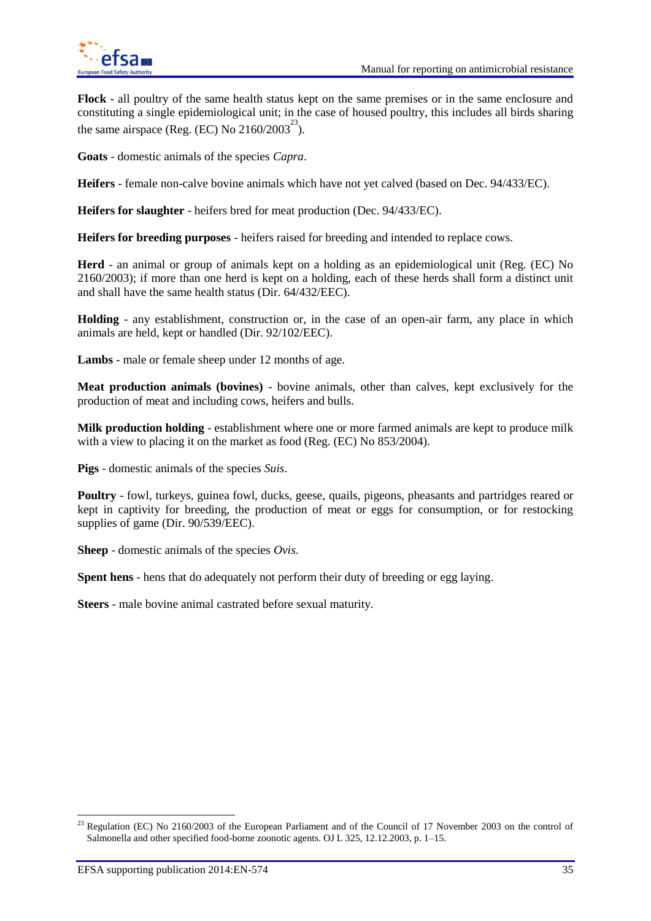**Flock** - all poultry of the same health status kept on the same premises or in the same enclosure and constituting a single epidemiological unit; in the case of housed poultry, this includes all birds sharing the same airspace (Reg. (EC) No 2160/2003[23]).

**Goats** - domestic animals of the species *Capra*.

**Heifers** - female non-calve bovine animals which have not yet calved (based on Dec. 94/433/EC).

**Heifers for slaughter** - heifers bred for meat production (Dec. 94/433/EC).

**Heifers for breeding purposes** - heifers raised for breeding and intended to replace cows.

**Herd** - an animal or group of animals kept on a holding as an epidemiological unit (Reg. (EC) No 2160/2003); if more than one herd is kept on a holding, each of these herds shall form a distinct unit and shall have the same health status (Dir. 64/432/EEC).

**Holding** - any establishment, construction or, in the case of an open-air farm, any place in which animals are held, kept or handled (Dir. 92/102/EEC).

**Lambs** - male or female sheep under 12 months of age.

**Meat production animals (bovines)** - bovine animals, other than calves, kept exclusively for the production of meat and including cows, heifers and bulls.

**Milk production holding** - establishment where one or more farmed animals are kept to produce milk with a view to placing it on the market as food (Reg. (EC) No 853/2004).

**Pigs** - domestic animals of the species *Suis*.

**Poultry** - fowl, turkeys, guinea fowl, ducks, geese, quails, pigeons, pheasants and partridges reared or kept in captivity for breeding, the production of meat or eggs for consumption, or for restocking supplies of game (Dir. 90/539/EEC).

**Sheep** - domestic animals of the species *Ovis*.

**Spent hens** - hens that do adequately not perform their duty of breeding or egg laying.

**Steers** - male bovine animal castrated before sexual maturity.

[23] Regulation (EC) No 2160/2003 of the European Parliament and of the Council of 17 November 2003 on the control of Salmonella and other specified food-borne zoonotic agents. OJ L 325, 12.12.2003, p. 1–15.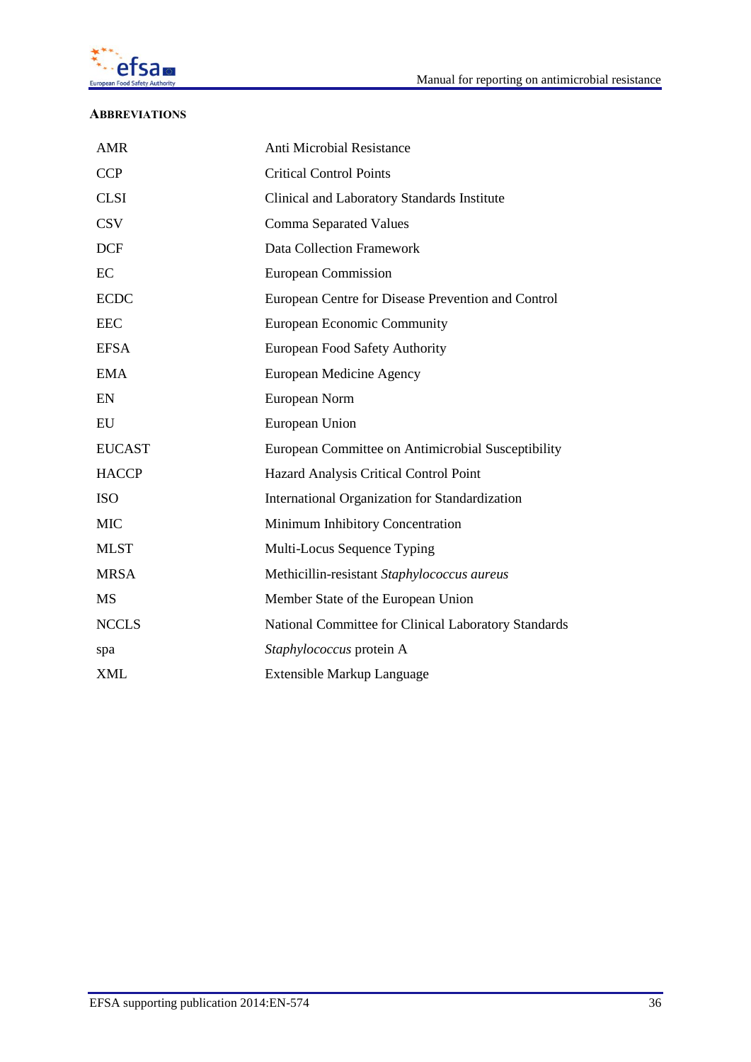## ABBREVIATIONS

| | |
|---|---|
| AMR | Anti Microbial Resistance |
| CCP | Critical Control Points |
| CLSI | Clinical and Laboratory Standards Institute |
| CSV | Comma Separated Values |
| DCF | Data Collection Framework |
| EC | European Commission |
| ECDC | European Centre for Disease Prevention and Control |
| EEC | European Economic Community |
| EFSA | European Food Safety Authority |
| EMA | European Medicine Agency |
| EN | European Norm |
| EU | European Union |
| EUCAST | European Committee on Antimicrobial Susceptibility |
| HACCP | Hazard Analysis Critical Control Point |
| ISO | International Organization for Standardization |
| MIC | Minimum Inhibitory Concentration |
| MLST | Multi-Locus Sequence Typing |
| MRSA | Methicillin-resistant *Staphylococcus aureus* |
| MS | Member State of the European Union |
| NCCLS | National Committee for Clinical Laboratory Standards |
| spa | *Staphylococcus* protein A |
| XML | Extensible Markup Language |